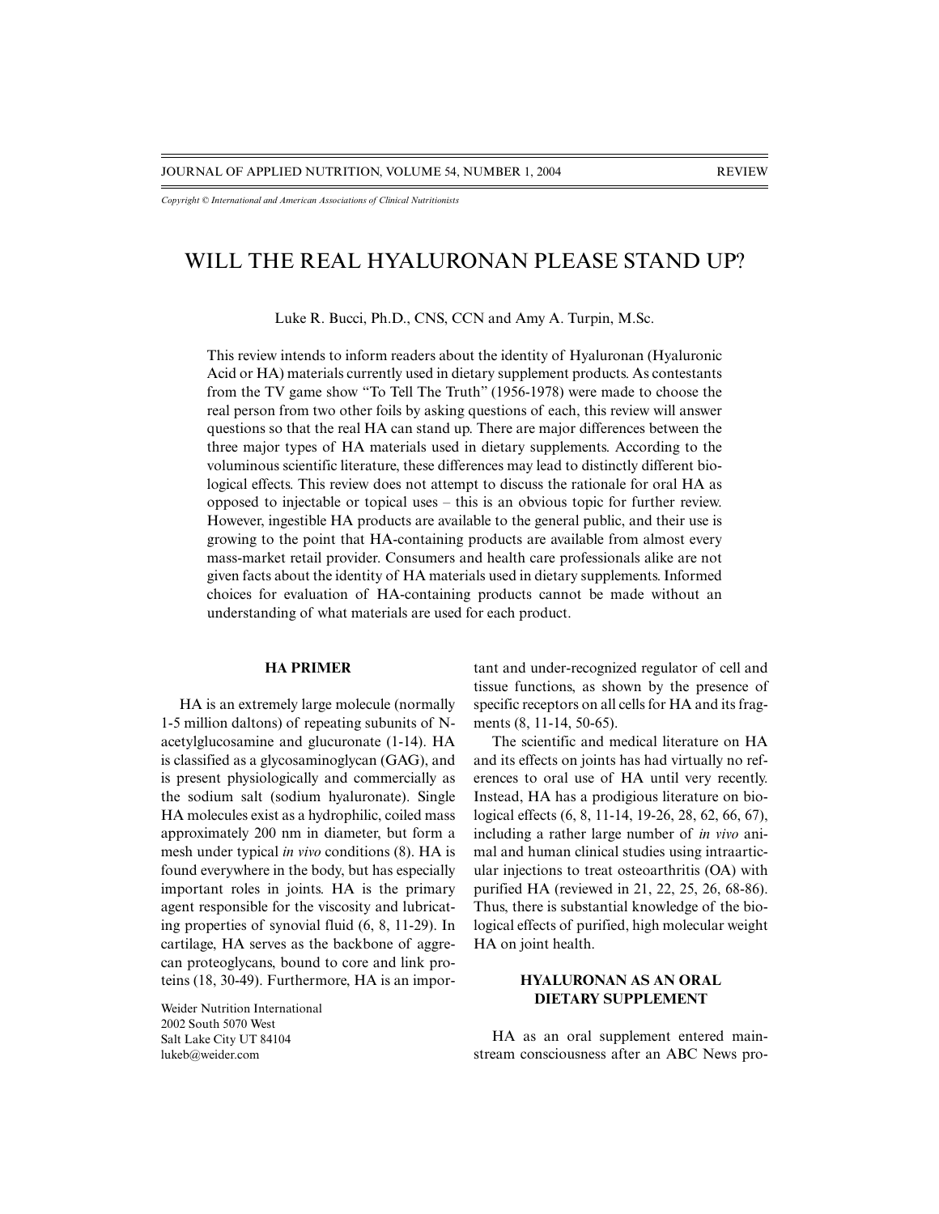*Copyright © International and American Associations of Clinical Nutritionists*

# WILL THE REAL HYALURONAN PLEASE STAND UP?

Luke R. Bucci, Ph.D., CNS, CCN and Amy A. Turpin, M.Sc.

This review intends to inform readers about the identity of Hyaluronan (Hyaluronic Acid or HA) materials currently used in dietary supplement products. As contestants from the TV game show "To Tell The Truth" (1956-1978) were made to choose the real person from two other foils by asking questions of each, this review will answer questions so that the real HA can stand up. There are major differences between the three major types of HA materials used in dietary supplements. According to the voluminous scientific literature, these differences may lead to distinctly different biological effects. This review does not attempt to discuss the rationale for oral HA as opposed to injectable or topical uses – this is an obvious topic for further review. However, ingestible HA products are available to the general public, and their use is growing to the point that HA-containing products are available from almost every mass-market retail provider. Consumers and health care professionals alike are not given facts about the identity of HA materials used in dietary supplements. Informed choices for evaluation of HA-containing products cannot be made without an understanding of what materials are used for each product.

## HA PRIMER

HA is an extremely large molecule (normally 1-5 million daltons) of repeating subunits of N-acetylglucosamine and glucuronate (1-14). HA is classified as a glycosaminoglycan (GAG), and is present physiologically and commercially as the sodium salt (sodium hyaluronate). Single HA molecules exist as a hydrophilic, coiled mass approximately 200 nm in diameter, but form a mesh under typical *in vivo* conditions (8). HA is found everywhere in the body, but has especially important roles in joints. HA is the primary agent responsible for the viscosity and lubricating properties of synovial fluid (6, 8, 11-29). In cartilage, HA serves as the backbone of aggrecan proteoglycans, bound to core and link proteins (18, 30-49). Furthermore, HA is an important and under-recognized regulator of cell and tissue functions, as shown by the presence of specific receptors on all cells for HA and its fragments (8, 11-14, 50-65).

The scientific and medical literature on HA and its effects on joints has had virtually no references to oral use of HA until very recently. Instead, HA has a prodigious literature on biological effects (6, 8, 11-14, 19-26, 28, 62, 66, 67), including a rather large number of *in vivo* animal and human clinical studies using intraarticular injections to treat osteoarthritis (OA) with purified HA (reviewed in 21, 22, 25, 26, 68-86). Thus, there is substantial knowledge of the biological effects of purified, high molecular weight HA on joint health.

## HYALURONAN AS AN ORAL DIETARY SUPPLEMENT

HA as an oral supplement entered mainstream consciousness after an ABC News pro-

Weider Nutrition International
2002 South 5070 West
Salt Lake City UT 84104
lukeb@weider.com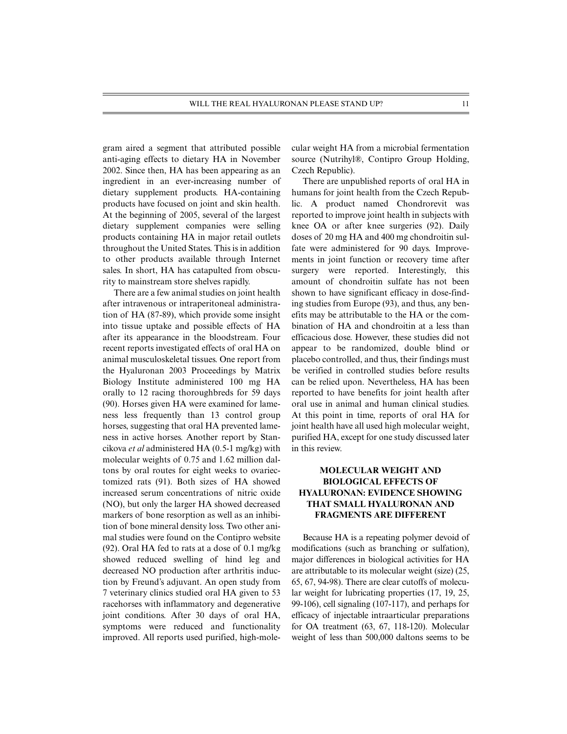gram aired a segment that attributed possible anti-aging effects to dietary HA in November 2002. Since then, HA has been appearing as an ingredient in an ever-increasing number of dietary supplement products. HA-containing products have focused on joint and skin health. At the beginning of 2005, several of the largest dietary supplement companies were selling products containing HA in major retail outlets throughout the United States. This is in addition to other products available through Internet sales. In short, HA has catapulted from obscurity to mainstream store shelves rapidly.

There are a few animal studies on joint health after intravenous or intraperitoneal administration of HA (87-89), which provide some insight into tissue uptake and possible effects of HA after its appearance in the bloodstream. Four recent reports investigated effects of oral HA on animal musculoskeletal tissues. One report from the Hyaluronan 2003 Proceedings by Matrix Biology Institute administered 100 mg HA orally to 12 racing thoroughbreds for 59 days (90). Horses given HA were examined for lameness less frequently than 13 control group horses, suggesting that oral HA prevented lameness in active horses. Another report by Stancikova *et al* administered HA (0.5-1 mg/kg) with molecular weights of 0.75 and 1.62 million daltons by oral routes for eight weeks to ovariectomized rats (91). Both sizes of HA showed increased serum concentrations of nitric oxide (NO), but only the larger HA showed decreased markers of bone resorption as well as an inhibition of bone mineral density loss. Two other animal studies were found on the Contipro website (92). Oral HA fed to rats at a dose of 0.1 mg/kg showed reduced swelling of hind leg and decreased NO production after arthritis induction by Freund's adjuvant. An open study from 7 veterinary clinics studied oral HA given to 53 racehorses with inflammatory and degenerative joint conditions. After 30 days of oral HA, symptoms were reduced and functionality improved. All reports used purified, high-molecular weight HA from a microbial fermentation source (Nutrihyl®, Contipro Group Holding, Czech Republic).

There are unpublished reports of oral HA in humans for joint health from the Czech Republic. A product named Chondrorevit was reported to improve joint health in subjects with knee OA or after knee surgeries (92). Daily doses of 20 mg HA and 400 mg chondroitin sulfate were administered for 90 days. Improvements in joint function or recovery time after surgery were reported. Interestingly, this amount of chondroitin sulfate has not been shown to have significant efficacy in dose-finding studies from Europe (93), and thus, any benefits may be attributable to the HA or the combination of HA and chondroitin at a less than efficacious dose. However, these studies did not appear to be randomized, double blind or placebo controlled, and thus, their findings must be verified in controlled studies before results can be relied upon. Nevertheless, HA has been reported to have benefits for joint health after oral use in animal and human clinical studies. At this point in time, reports of oral HA for joint health have all used high molecular weight, purified HA, except for one study discussed later in this review.

## MOLECULAR WEIGHT AND BIOLOGICAL EFFECTS OF HYALURONAN: EVIDENCE SHOWING THAT SMALL HYALURONAN AND FRAGMENTS ARE DIFFERENT

Because HA is a repeating polymer devoid of modifications (such as branching or sulfation), major differences in biological activities for HA are attributable to its molecular weight (size) (25, 65, 67, 94-98). There are clear cutoffs of molecular weight for lubricating properties (17, 19, 25, 99-106), cell signaling (107-117), and perhaps for efficacy of injectable intraarticular preparations for OA treatment (63, 67, 118-120). Molecular weight of less than 500,000 daltons seems to be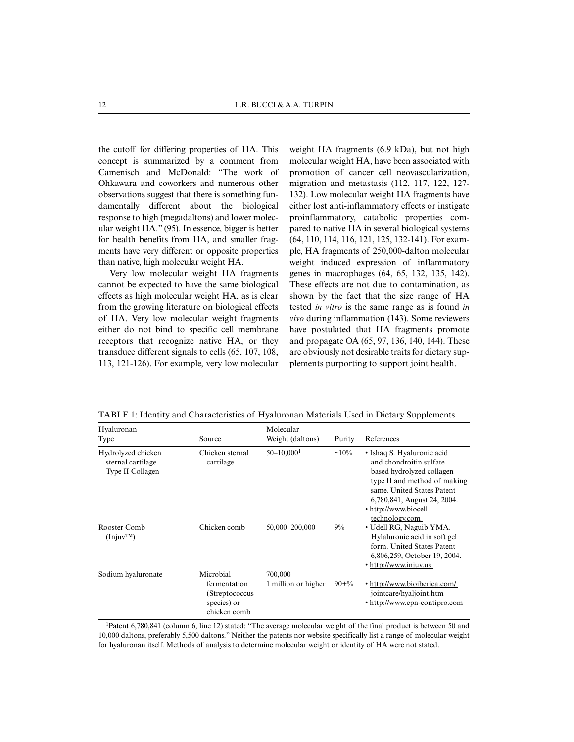the cutoff for differing properties of HA. This concept is summarized by a comment from Camenisch and McDonald: "The work of Ohkawara and coworkers and numerous other observations suggest that there is something fundamentally different about the biological response to high (megadaltons) and lower molecular weight HA." (95). In essence, bigger is better for health benefits from HA, and smaller fragments have very different or opposite properties than native, high molecular weight HA.

Very low molecular weight HA fragments cannot be expected to have the same biological effects as high molecular weight HA, as is clear from the growing literature on biological effects of HA. Very low molecular weight fragments either do not bind to specific cell membrane receptors that recognize native HA, or they transduce different signals to cells (65, 107, 108, 113, 121-126). For example, very low molecular weight HA fragments (6.9 kDa), but not high molecular weight HA, have been associated with promotion of cancer cell neovascularization, migration and metastasis (112, 117, 122, 127-132). Low molecular weight HA fragments have either lost anti-inflammatory effects or instigate proinflammatory, catabolic properties compared to native HA in several biological systems (64, 110, 114, 116, 121, 125, 132-141). For example, HA fragments of 250,000-dalton molecular weight induced expression of inflammatory genes in macrophages (64, 65, 132, 135, 142). These effects are not due to contamination, as shown by the fact that the size range of HA tested *in vitro* is the same range as is found *in vivo* during inflammation (143). Some reviewers have postulated that HA fragments promote and propagate OA (65, 97, 136, 140, 144). These are obviously not desirable traits for dietary supplements purporting to support joint health.

TABLE 1: Identity and Characteristics of Hyaluronan Materials Used in Dietary Supplements

| Hyaluronan Type | Source | Molecular Weight (daltons) | Purity | References |
|---|---|---|---|---|
| Hydrolyzed chicken sternal cartilage Type II Collagen | Chicken sternal cartilage | 50–10,000[1] | ~10% | • Ishaq S. Hyaluronic acid and chondroitin sulfate based hydrolyzed collagen type II and method of making same. United States Patent 6,780,841, August 24, 2004.<br>• http://www.biocell technology.com |
| Rooster Comb (Injuv™) | Chicken comb | 50,000–200,000 | 9% | • Udell RG, Naguib YMA. Hylaluronic acid in soft gel form. United States Patent 6,806,259, October 19, 2004.<br>• http://www.injuv.us |
| Sodium hyaluronate | Microbial fermentation (Streptococcus species) or chicken comb | 700,000–1 million or higher | 90+% | • http://www.bioiberica.com/jointcare/hyaljoint.htm<br>• http://www.cpn-contipro.com |

[1]Patent 6,780,841 (column 6, line 12) stated: "The average molecular weight of the final product is between 50 and 10,000 daltons, preferably 5,500 daltons." Neither the patents nor website specifically list a range of molecular weight for hyaluronan itself. Methods of analysis to determine molecular weight or identity of HA were not stated.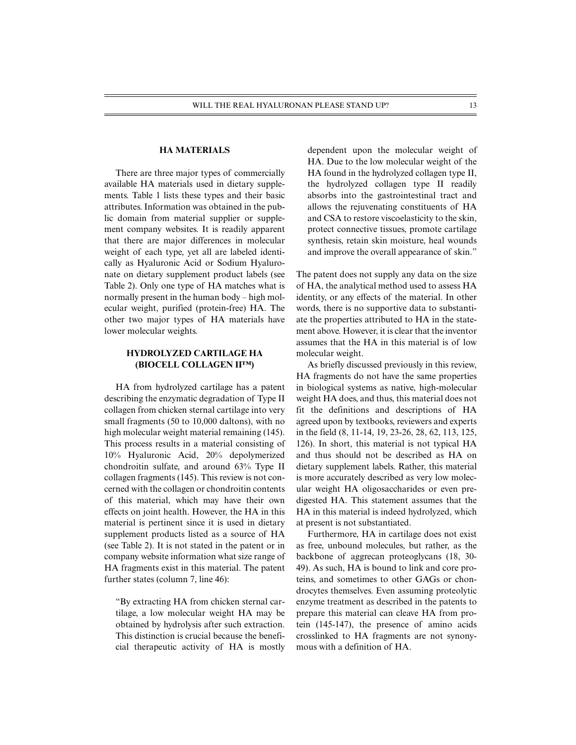## HA MATERIALS

There are three major types of commercially available HA materials used in dietary supplements. Table 1 lists these types and their basic attributes. Information was obtained in the public domain from material supplier or supplement company websites. It is readily apparent that there are major differences in molecular weight of each type, yet all are labeled identically as Hyaluronic Acid or Sodium Hyaluronate on dietary supplement product labels (see Table 2). Only one type of HA matches what is normally present in the human body – high molecular weight, purified (protein-free) HA. The other two major types of HA materials have lower molecular weights.

## HYDROLYZED CARTILAGE HA (BIOCELL COLLAGEN II™)

HA from hydrolyzed cartilage has a patent describing the enzymatic degradation of Type II collagen from chicken sternal cartilage into very small fragments (50 to 10,000 daltons), with no high molecular weight material remaining (145). This process results in a material consisting of 10% Hyaluronic Acid, 20% depolymerized chondroitin sulfate, and around 63% Type II collagen fragments (145). This review is not concerned with the collagen or chondroitin contents of this material, which may have their own effects on joint health. However, the HA in this material is pertinent since it is used in dietary supplement products listed as a source of HA (see Table 2). It is not stated in the patent or in company website information what size range of HA fragments exist in this material. The patent further states (column 7, line 46):

> "By extracting HA from chicken sternal cartilage, a low molecular weight HA may be obtained by hydrolysis after such extraction. This distinction is crucial because the beneficial therapeutic activity of HA is mostly dependent upon the molecular weight of HA. Due to the low molecular weight of the HA found in the hydrolyzed collagen type II, the hydrolyzed collagen type II readily absorbs into the gastrointestinal tract and allows the rejuvenating constituents of HA and CSA to restore viscoelasticity to the skin, protect connective tissues, promote cartilage synthesis, retain skin moisture, heal wounds and improve the overall appearance of skin."

The patent does not supply any data on the size of HA, the analytical method used to assess HA identity, or any effects of the material. In other words, there is no supportive data to substantiate the properties attributed to HA in the statement above. However, it is clear that the inventor assumes that the HA in this material is of low molecular weight.

As briefly discussed previously in this review, HA fragments do not have the same properties in biological systems as native, high-molecular weight HA does, and thus, this material does not fit the definitions and descriptions of HA agreed upon by textbooks, reviewers and experts in the field (8, 11-14, 19, 23-26, 28, 62, 113, 125, 126). In short, this material is not typical HA and thus should not be described as HA on dietary supplement labels. Rather, this material is more accurately described as very low molecular weight HA oligosaccharides or even predigested HA. This statement assumes that the HA in this material is indeed hydrolyzed, which at present is not substantiated.

Furthermore, HA in cartilage does not exist as free, unbound molecules, but rather, as the backbone of aggrecan proteoglycans (18, 30-49). As such, HA is bound to link and core proteins, and sometimes to other GAGs or chondrocytes themselves. Even assuming proteolytic enzyme treatment as described in the patents to prepare this material can cleave HA from protein (145-147), the presence of amino acids crosslinked to HA fragments are not synonymous with a definition of HA.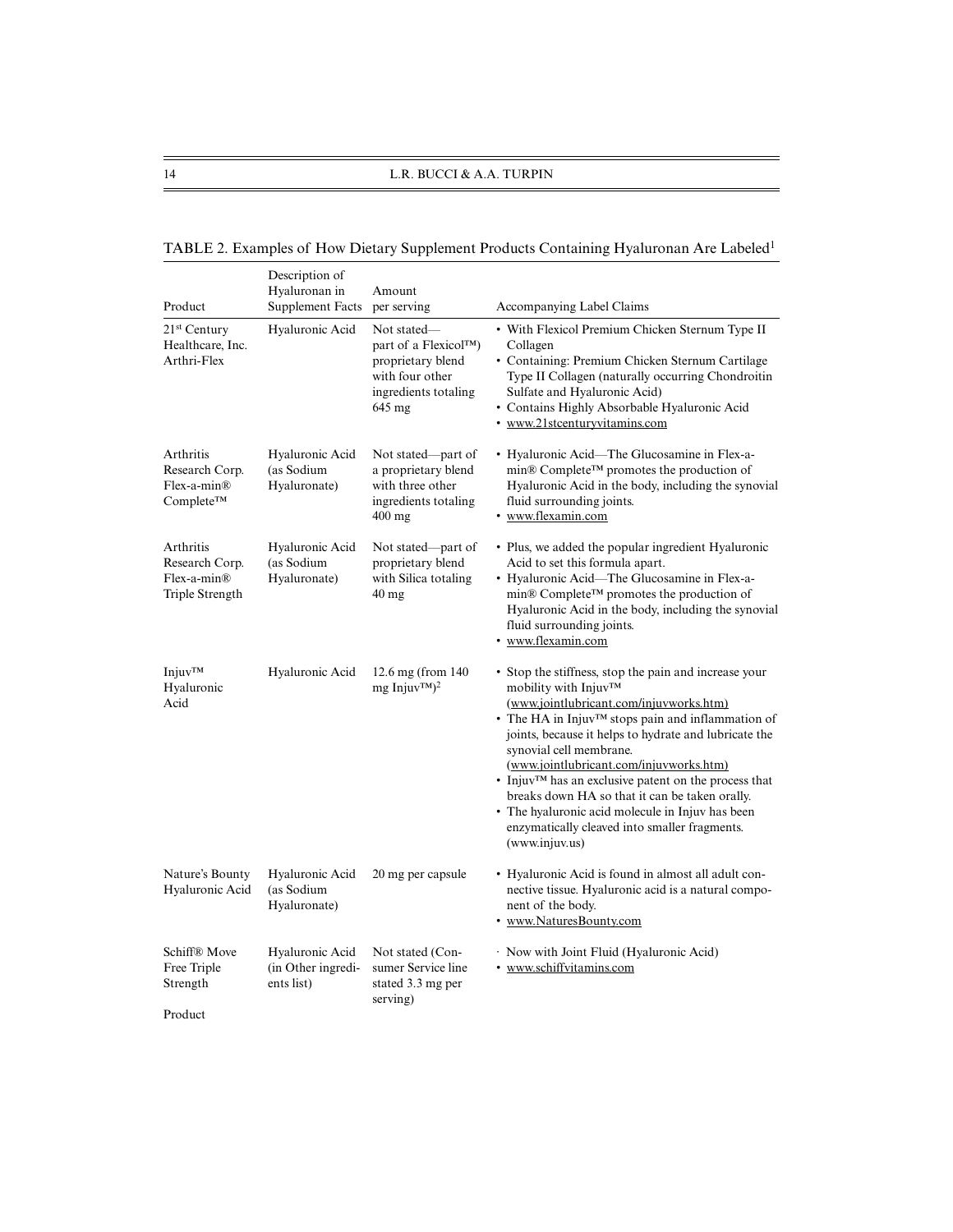TABLE 2. Examples of How Dietary Supplement Products Containing Hyaluronan Are Labeled[1]

| Product | Description of Hyaluronan in Supplement Facts | Amount per serving | Accompanying Label Claims |
|---|---|---|---|
| 21st Century Healthcare, Inc. Arthri-Flex | Hyaluronic Acid | Not stated—part of a Flexicol™) proprietary blend with four other ingredients totaling 645 mg | • With Flexicol Premium Chicken Sternum Type II Collagen<br>• Containing: Premium Chicken Sternum Cartilage Type II Collagen (naturally occurring Chondroitin Sulfate and Hyaluronic Acid)<br>• Contains Highly Absorbable Hyaluronic Acid<br>• www.21stcenturyvitamins.com |
| Arthritis Research Corp. Flex-a-min® Complete™ | Hyaluronic Acid (as Sodium Hyaluronate) | Not stated—part of a proprietary blend with three other ingredients totaling 400 mg | • Hyaluronic Acid—The Glucosamine in Flex-a-min® Complete™ promotes the production of Hyaluronic Acid in the body, including the synovial fluid surrounding joints.<br>• www.flexamin.com |
| Arthritis Research Corp. Flex-a-min® Triple Strength | Hyaluronic Acid (as Sodium Hyaluronate) | Not stated—part of proprietary blend with Silica totaling 40 mg | • Plus, we added the popular ingredient Hyaluronic Acid to set this formula apart.<br>• Hyaluronic Acid—The Glucosamine in Flex-a-min® Complete™ promotes the production of Hyaluronic Acid in the body, including the synovial fluid surrounding joints.<br>• www.flexamin.com |
| Injuv™ Hyaluronic Acid | Hyaluronic Acid | 12.6 mg (from 140 mg Injuv™)[2] | • Stop the stiffness, stop the pain and increase your mobility with Injuv™ (www.jointlubricant.com/injuvworks.htm)<br>• The HA in Injuv™ stops pain and inflammation of joints, because it helps to hydrate and lubricate the synovial cell membrane. (www.jointlubricant.com/injuvworks.htm)<br>• Injuv™ has an exclusive patent on the process that breaks down HA so that it can be taken orally.<br>• The hyaluronic acid molecule in Injuv has been enzymatically cleaved into smaller fragments. (www.injuv.us) |
| Nature's Bounty Hyaluronic Acid | Hyaluronic Acid (as Sodium Hyaluronate) | 20 mg per capsule | • Hyaluronic Acid is found in almost all adult connective tissue. Hyaluronic acid is a natural component of the body.<br>• www.NaturesBounty.com |
| Schiff® Move Free Triple Strength | Hyaluronic Acid (in Other ingredients list) | Not stated (Consumer Service line stated 3.3 mg per serving) | · Now with Joint Fluid (Hyaluronic Acid)<br>• www.schiffvitamins.com |
| Product | | | |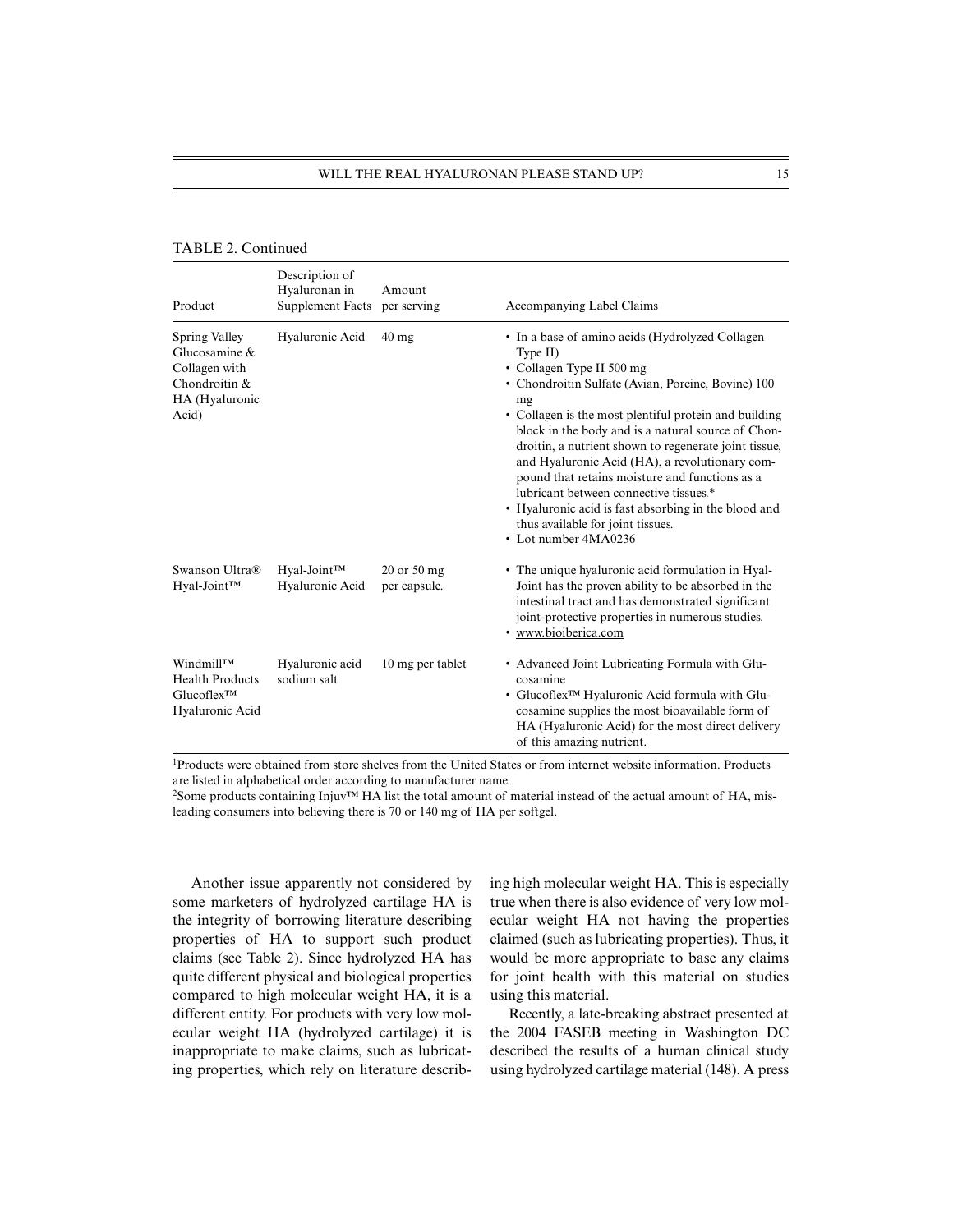TABLE 2. Continued

| Product | Description of Hyaluronan in Supplement Facts | Amount per serving | Accompanying Label Claims |
|---|---|---|---|
| Spring Valley Glucosamine & Collagen with Chondroitin & HA (Hyaluronic Acid) | Hyaluronic Acid | 40 mg | • In a base of amino acids (Hydrolyzed Collagen Type II)<br>• Collagen Type II 500 mg<br>• Chondroitin Sulfate (Avian, Porcine, Bovine) 100 mg<br>• Collagen is the most plentiful protein and building block in the body and is a natural source of Chondroitin, a nutrient shown to regenerate joint tissue, and Hyaluronic Acid (HA), a revolutionary compound that retains moisture and functions as a lubricant between connective tissues.*<br>• Hyaluronic acid is fast absorbing in the blood and thus available for joint tissues.<br>• Lot number 4MA0236 |
| Swanson Ultra® Hyal-Joint™ | Hyal-Joint™ Hyaluronic Acid | 20 or 50 mg per capsule. | • The unique hyaluronic acid formulation in Hyal-Joint has the proven ability to be absorbed in the intestinal tract and has demonstrated significant joint-protective properties in numerous studies.<br>• www.bioiberica.com |
| Windmill™ Health Products Glucoflex™ Hyaluronic Acid | Hyaluronic acid sodium salt | 10 mg per tablet | • Advanced Joint Lubricating Formula with Glucosamine<br>• Glucoflex™ Hyaluronic Acid formula with Glucosamine supplies the most bioavailable form of HA (Hyaluronic Acid) for the most direct delivery of this amazing nutrient. |

[1]Products were obtained from store shelves from the United States or from internet website information. Products are listed in alphabetical order according to manufacturer name.
[2]Some products containing Injuv™ HA list the total amount of material instead of the actual amount of HA, misleading consumers into believing there is 70 or 140 mg of HA per softgel.

Another issue apparently not considered by some marketers of hydrolyzed cartilage HA is the integrity of borrowing literature describing properties of HA to support such product claims (see Table 2). Since hydrolyzed HA has quite different physical and biological properties compared to high molecular weight HA, it is a different entity. For products with very low molecular weight HA (hydrolyzed cartilage) it is inappropriate to make claims, such as lubricating properties, which rely on literature describing high molecular weight HA. This is especially true when there is also evidence of very low molecular weight HA not having the properties claimed (such as lubricating properties). Thus, it would be more appropriate to base any claims for joint health with this material on studies using this material.

Recently, a late-breaking abstract presented at the 2004 FASEB meeting in Washington DC described the results of a human clinical study using hydrolyzed cartilage material (148). A press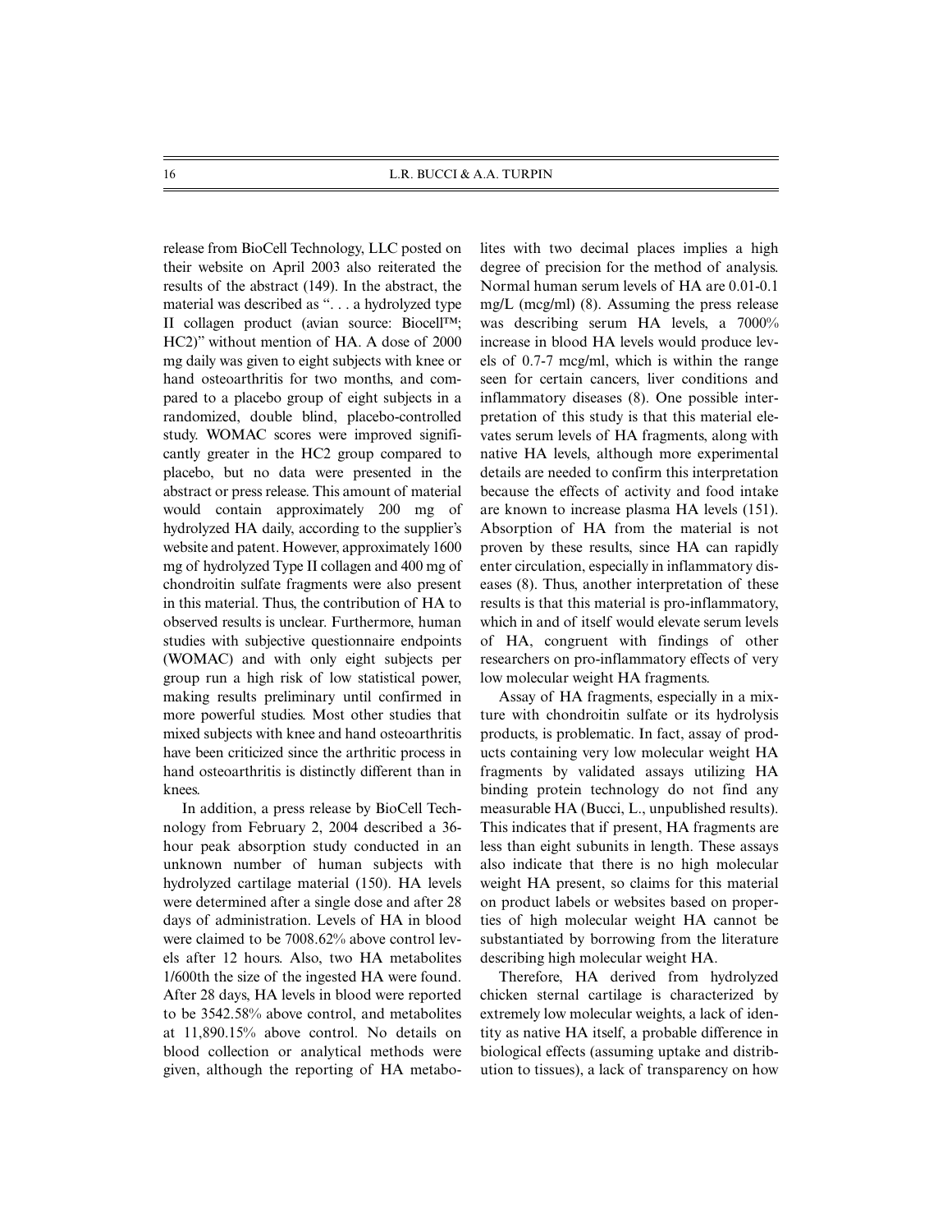release from BioCell Technology, LLC posted on their website on April 2003 also reiterated the results of the abstract (149). In the abstract, the material was described as ". . . a hydrolyzed type II collagen product (avian source: Biocell™; HC2)" without mention of HA. A dose of 2000 mg daily was given to eight subjects with knee or hand osteoarthritis for two months, and compared to a placebo group of eight subjects in a randomized, double blind, placebo-controlled study. WOMAC scores were improved significantly greater in the HC2 group compared to placebo, but no data were presented in the abstract or press release. This amount of material would contain approximately 200 mg of hydrolyzed HA daily, according to the supplier's website and patent. However, approximately 1600 mg of hydrolyzed Type II collagen and 400 mg of chondroitin sulfate fragments were also present in this material. Thus, the contribution of HA to observed results is unclear. Furthermore, human studies with subjective questionnaire endpoints (WOMAC) and with only eight subjects per group run a high risk of low statistical power, making results preliminary until confirmed in more powerful studies. Most other studies that mixed subjects with knee and hand osteoarthritis have been criticized since the arthritic process in hand osteoarthritis is distinctly different than in knees.

In addition, a press release by BioCell Technology from February 2, 2004 described a 36-hour peak absorption study conducted in an unknown number of human subjects with hydrolyzed cartilage material (150). HA levels were determined after a single dose and after 28 days of administration. Levels of HA in blood were claimed to be 7008.62% above control levels after 12 hours. Also, two HA metabolites 1/600th the size of the ingested HA were found. After 28 days, HA levels in blood were reported to be 3542.58% above control, and metabolites at 11,890.15% above control. No details on blood collection or analytical methods were given, although the reporting of HA metabolites with two decimal places implies a high degree of precision for the method of analysis. Normal human serum levels of HA are 0.01-0.1 mg/L (mcg/ml) (8). Assuming the press release was describing serum HA levels, a 7000% increase in blood HA levels would produce levels of 0.7-7 mcg/ml, which is within the range seen for certain cancers, liver conditions and inflammatory diseases (8). One possible interpretation of this study is that this material elevates serum levels of HA fragments, along with native HA levels, although more experimental details are needed to confirm this interpretation because the effects of activity and food intake are known to increase plasma HA levels (151). Absorption of HA from the material is not proven by these results, since HA can rapidly enter circulation, especially in inflammatory diseases (8). Thus, another interpretation of these results is that this material is pro-inflammatory, which in and of itself would elevate serum levels of HA, congruent with findings of other researchers on pro-inflammatory effects of very low molecular weight HA fragments.

Assay of HA fragments, especially in a mixture with chondroitin sulfate or its hydrolysis products, is problematic. In fact, assay of products containing very low molecular weight HA fragments by validated assays utilizing HA binding protein technology do not find any measurable HA (Bucci, L., unpublished results). This indicates that if present, HA fragments are less than eight subunits in length. These assays also indicate that there is no high molecular weight HA present, so claims for this material on product labels or websites based on properties of high molecular weight HA cannot be substantiated by borrowing from the literature describing high molecular weight HA.

Therefore, HA derived from hydrolyzed chicken sternal cartilage is characterized by extremely low molecular weights, a lack of identity as native HA itself, a probable difference in biological effects (assuming uptake and distribution to tissues), a lack of transparency on how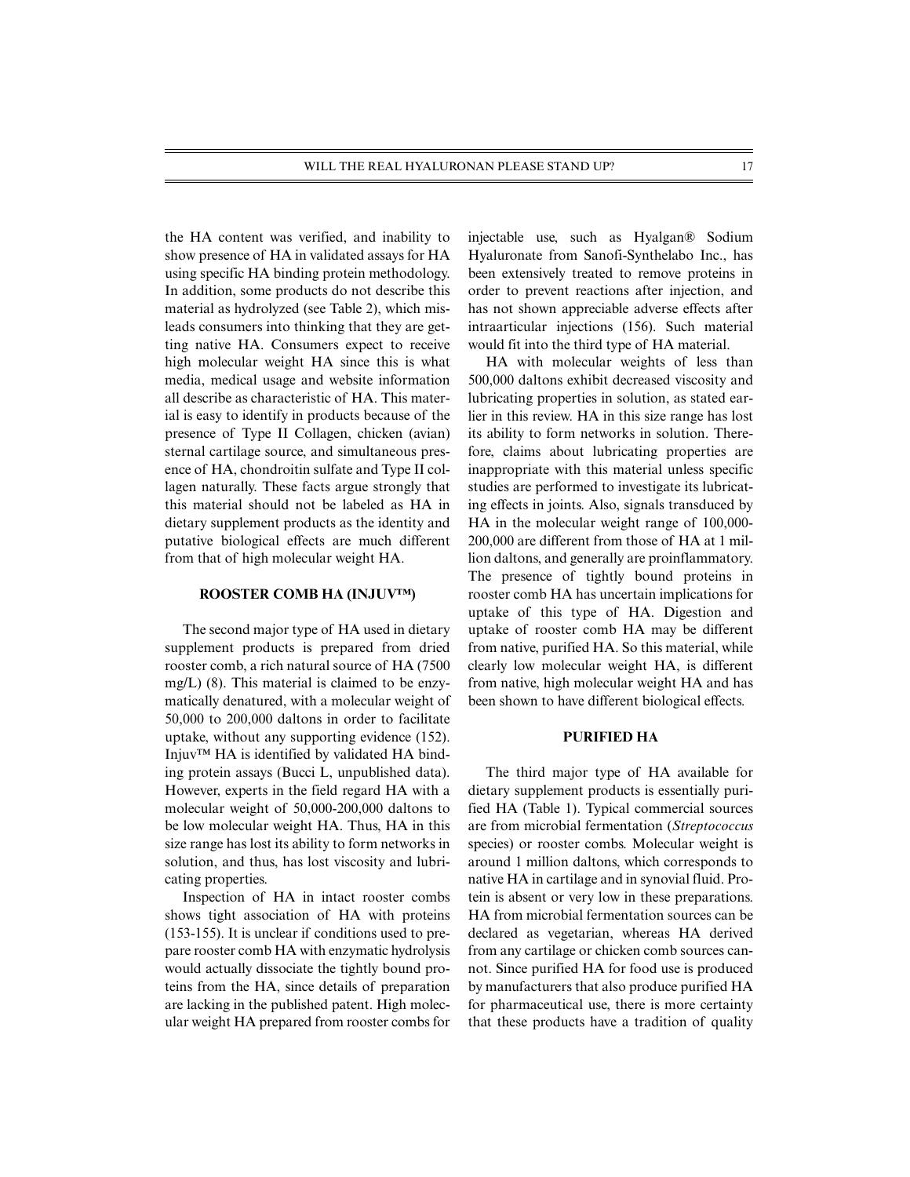the HA content was verified, and inability to show presence of HA in validated assays for HA using specific HA binding protein methodology. In addition, some products do not describe this material as hydrolyzed (see Table 2), which misleads consumers into thinking that they are getting native HA. Consumers expect to receive high molecular weight HA since this is what media, medical usage and website information all describe as characteristic of HA. This material is easy to identify in products because of the presence of Type II Collagen, chicken (avian) sternal cartilage source, and simultaneous presence of HA, chondroitin sulfate and Type II collagen naturally. These facts argue strongly that this material should not be labeled as HA in dietary supplement products as the identity and putative biological effects are much different from that of high molecular weight HA.

### ROOSTER COMB HA (INJUV™)

The second major type of HA used in dietary supplement products is prepared from dried rooster comb, a rich natural source of HA (7500 mg/L) (8). This material is claimed to be enzymatically denatured, with a molecular weight of 50,000 to 200,000 daltons in order to facilitate uptake, without any supporting evidence (152). Injuv™ HA is identified by validated HA binding protein assays (Bucci L, unpublished data). However, experts in the field regard HA with a molecular weight of 50,000-200,000 daltons to be low molecular weight HA. Thus, HA in this size range has lost its ability to form networks in solution, and thus, has lost viscosity and lubricating properties.

Inspection of HA in intact rooster combs shows tight association of HA with proteins (153-155). It is unclear if conditions used to prepare rooster comb HA with enzymatic hydrolysis would actually dissociate the tightly bound proteins from the HA, since details of preparation are lacking in the published patent. High molecular weight HA prepared from rooster combs for injectable use, such as Hyalgan® Sodium Hyaluronate from Sanofi-Synthelabo Inc., has been extensively treated to remove proteins in order to prevent reactions after injection, and has not shown appreciable adverse effects after intraarticular injections (156). Such material would fit into the third type of HA material.

HA with molecular weights of less than 500,000 daltons exhibit decreased viscosity and lubricating properties in solution, as stated earlier in this review. HA in this size range has lost its ability to form networks in solution. Therefore, claims about lubricating properties are inappropriate with this material unless specific studies are performed to investigate its lubricating effects in joints. Also, signals transduced by HA in the molecular weight range of 100,000-200,000 are different from those of HA at 1 million daltons, and generally are proinflammatory. The presence of tightly bound proteins in rooster comb HA has uncertain implications for uptake of this type of HA. Digestion and uptake of rooster comb HA may be different from native, purified HA. So this material, while clearly low molecular weight HA, is different from native, high molecular weight HA and has been shown to have different biological effects.

### PURIFIED HA

The third major type of HA available for dietary supplement products is essentially purified HA (Table 1). Typical commercial sources are from microbial fermentation (*Streptococcus* species) or rooster combs. Molecular weight is around 1 million daltons, which corresponds to native HA in cartilage and in synovial fluid. Protein is absent or very low in these preparations. HA from microbial fermentation sources can be declared as vegetarian, whereas HA derived from any cartilage or chicken comb sources cannot. Since purified HA for food use is produced by manufacturers that also produce purified HA for pharmaceutical use, there is more certainty that these products have a tradition of quality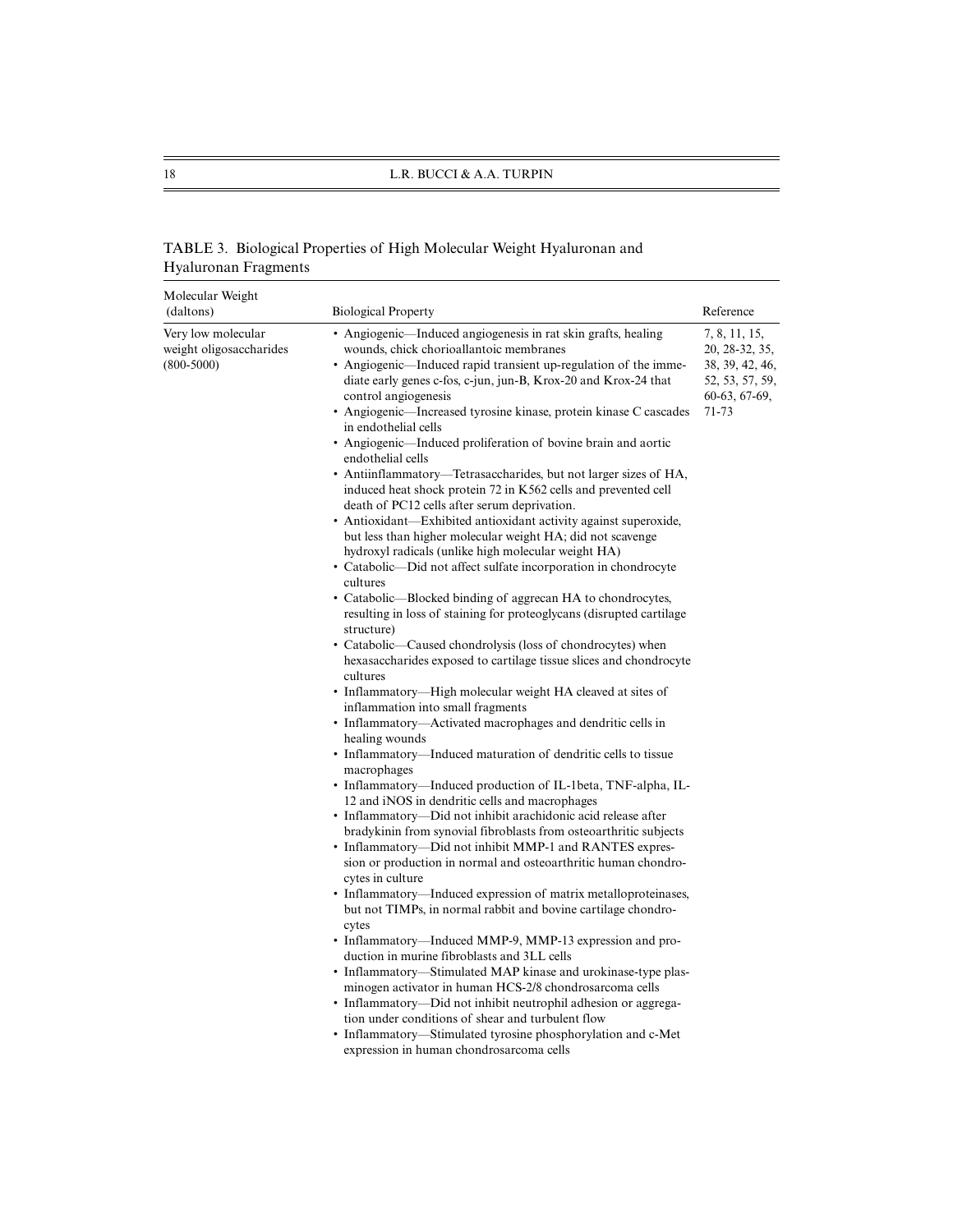TABLE 3. Biological Properties of High Molecular Weight Hyaluronan and Hyaluronan Fragments

| Molecular Weight (daltons) | Biological Property | Reference |
|---|---|---|
| Very low molecular weight oligosaccharides (800-5000) | • Angiogenic—Induced angiogenesis in rat skin grafts, healing wounds, chick chorioallantoic membranes<br>• Angiogenic—Induced rapid transient up-regulation of the immediate early genes c-fos, c-jun, jun-B, Krox-20 and Krox-24 that control angiogenesis<br>• Angiogenic—Increased tyrosine kinase, protein kinase C cascades in endothelial cells<br>• Angiogenic—Induced proliferation of bovine brain and aortic endothelial cells<br>• Antiinflammatory—Tetrasaccharides, but not larger sizes of HA, induced heat shock protein 72 in K562 cells and prevented cell death of PC12 cells after serum deprivation.<br>• Antioxidant—Exhibited antioxidant activity against superoxide, but less than higher molecular weight HA; did not scavenge hydroxyl radicals (unlike high molecular weight HA)<br>• Catabolic—Did not affect sulfate incorporation in chondrocyte cultures<br>• Catabolic—Blocked binding of aggrecan HA to chondrocytes, resulting in loss of staining for proteoglycans (disrupted cartilage structure)<br>• Catabolic—Caused chondrolysis (loss of chondrocytes) when hexasaccharides exposed to cartilage tissue slices and chondrocyte cultures<br>• Inflammatory—High molecular weight HA cleaved at sites of inflammation into small fragments<br>• Inflammatory—Activated macrophages and dendritic cells in healing wounds<br>• Inflammatory—Induced maturation of dendritic cells to tissue macrophages<br>• Inflammatory—Induced production of IL-1beta, TNF-alpha, IL-12 and iNOS in dendritic cells and macrophages<br>• Inflammatory—Did not inhibit arachidonic acid release after bradykinin from synovial fibroblasts from osteoarthritic subjects<br>• Inflammatory—Did not inhibit MMP-1 and RANTES expression or production in normal and osteoarthritic human chondrocytes in culture<br>• Inflammatory—Induced expression of matrix metalloproteinases, but not TIMPs, in normal rabbit and bovine cartilage chondrocytes<br>• Inflammatory—Induced MMP-9, MMP-13 expression and production in murine fibroblasts and 3LL cells<br>• Inflammatory—Stimulated MAP kinase and urokinase-type plasminogen activator in human HCS-2/8 chondrosarcoma cells<br>• Inflammatory—Did not inhibit neutrophil adhesion or aggregation under conditions of shear and turbulent flow<br>• Inflammatory—Stimulated tyrosine phosphorylation and c-Met expression in human chondrosarcoma cells | 7, 8, 11, 15, 20, 28-32, 35, 38, 39, 42, 46, 52, 53, 57, 59, 60-63, 67-69, 71-73 |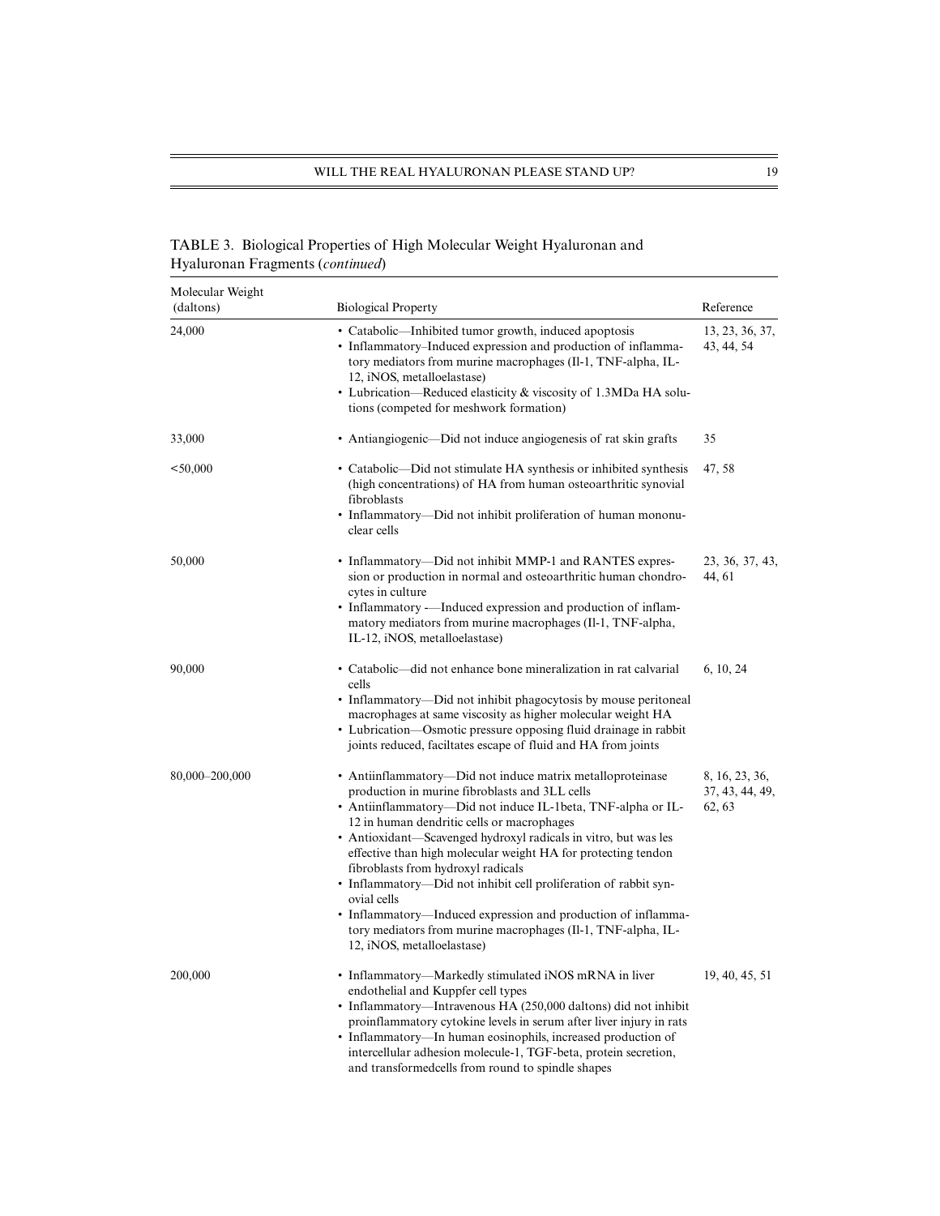TABLE 3. Biological Properties of High Molecular Weight Hyaluronan and Hyaluronan Fragments (*continued*)

| Molecular Weight (daltons) | Biological Property | Reference |
|---|---|---|
| 24,000 | • Catabolic—Inhibited tumor growth, induced apoptosis<br>• Inflammatory–Induced expression and production of inflammatory mediators from murine macrophages (Il-1, TNF-alpha, IL-12, iNOS, metalloelastase)<br>• Lubrication—Reduced elasticity & viscosity of 1.3MDa HA solutions (competed for meshwork formation) | 13, 23, 36, 37, 43, 44, 54 |
| 33,000 | • Antiangiogenic—Did not induce angiogenesis of rat skin grafts | 35 |
| <50,000 | • Catabolic—Did not stimulate HA synthesis or inhibited synthesis (high concentrations) of HA from human osteoarthritic synovial fibroblasts<br>• Inflammatory—Did not inhibit proliferation of human mononuclear cells | 47, 58 |
| 50,000 | • Inflammatory—Did not inhibit MMP-1 and RANTES expression or production in normal and osteoarthritic human chondrocytes in culture<br>• Inflammatory -—Induced expression and production of inflammatory mediators from murine macrophages (Il-1, TNF-alpha, IL-12, iNOS, metalloelastase) | 23, 36, 37, 43, 44, 61 |
| 90,000 | • Catabolic—did not enhance bone mineralization in rat calvarial cells<br>• Inflammatory—Did not inhibit phagocytosis by mouse peritoneal macrophages at same viscosity as higher molecular weight HA<br>• Lubrication—Osmotic pressure opposing fluid drainage in rabbit joints reduced, faciltates escape of fluid and HA from joints | 6, 10, 24 |
| 80,000–200,000 | • Antiinflammatory—Did not induce matrix metalloproteinase production in murine fibroblasts and 3LL cells<br>• Antiinflammatory—Did not induce IL-1beta, TNF-alpha or IL-12 in human dendritic cells or macrophages<br>• Antioxidant—Scavenged hydroxyl radicals in vitro, but was les effective than high molecular weight HA for protecting tendon fibroblasts from hydroxyl radicals<br>• Inflammatory—Did not inhibit cell proliferation of rabbit synovial cells<br>• Inflammatory—Induced expression and production of inflammatory mediators from murine macrophages (Il-1, TNF-alpha, IL-12, iNOS, metalloelastase) | 8, 16, 23, 36, 37, 43, 44, 49, 62, 63 |
| 200,000 | • Inflammatory—Markedly stimulated iNOS mRNA in liver endothelial and Kuppfer cell types<br>• Inflammatory—Intravenous HA (250,000 daltons) did not inhibit proinflammatory cytokine levels in serum after liver injury in rats<br>• Inflammatory—In human eosinophils, increased production of intercellular adhesion molecule-1, TGF-beta, protein secretion, and transformedcells from round to spindle shapes | 19, 40, 45, 51 |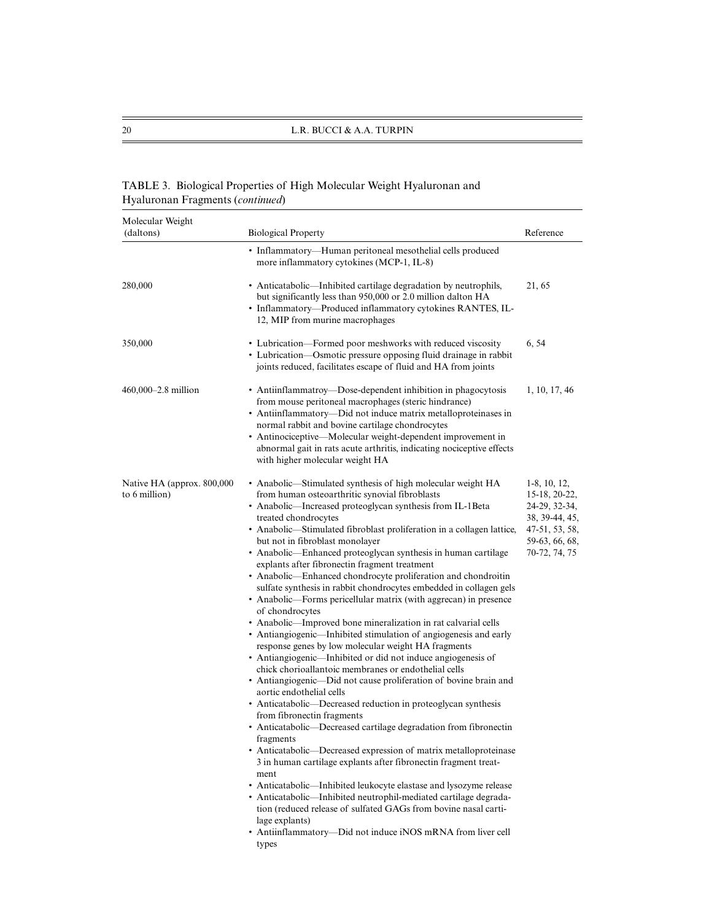TABLE 3. Biological Properties of High Molecular Weight Hyaluronan and Hyaluronan Fragments (*continued*)

| Molecular Weight (daltons) | Biological Property | Reference |
|---|---|---|
| | • Inflammatory—Human peritoneal mesothelial cells produced more inflammatory cytokines (MCP-1, IL-8) | |
| 280,000 | • Anticatabolic—Inhibited cartilage degradation by neutrophils, but significantly less than 950,000 or 2.0 million dalton HA<br>• Inflammatory—Produced inflammatory cytokines RANTES, IL-12, MIP from murine macrophages | 21, 65 |
| 350,000 | • Lubrication—Formed poor meshworks with reduced viscosity<br>• Lubrication—Osmotic pressure opposing fluid drainage in rabbit joints reduced, facilitates escape of fluid and HA from joints | 6, 54 |
| 460,000–2.8 million | • Antiinflammatroy—Dose-dependent inhibition in phagocytosis from mouse peritoneal macrophages (steric hindrance)<br>• Antiinflammatory—Did not induce matrix metalloproteinases in normal rabbit and bovine cartilage chondrocytes<br>• Antinociceptive—Molecular weight-dependent improvement in abnormal gait in rats acute arthritis, indicating nociceptive effects with higher molecular weight HA | 1, 10, 17, 46 |
| Native HA (approx. 800,000 to 6 million) | • Anabolic—Stimulated synthesis of high molecular weight HA from human osteoarthritic synovial fibroblasts<br>• Anabolic—Increased proteoglycan synthesis from IL-1Beta treated chondrocytes<br>• Anabolic—Stimulated fibroblast proliferation in a collagen lattice, but not in fibroblast monolayer<br>• Anabolic—Enhanced proteoglycan synthesis in human cartilage explants after fibronectin fragment treatment<br>• Anabolic—Enhanced chondrocyte proliferation and chondroitin sulfate synthesis in rabbit chondrocytes embedded in collagen gels<br>• Anabolic—Forms pericellular matrix (with aggrecan) in presence of chondrocytes<br>• Anabolic—Improved bone mineralization in rat calvarial cells<br>• Antiangiogenic—Inhibited stimulation of angiogenesis and early response genes by low molecular weight HA fragments<br>• Antiangiogenic—Inhibited or did not induce angiogenesis of chick chorioallantoic membranes or endothelial cells<br>• Antiangiogenic—Did not cause proliferation of bovine brain and aortic endothelial cells<br>• Anticatabolic—Decreased reduction in proteoglycan synthesis from fibronectin fragments<br>• Anticatabolic—Decreased cartilage degradation from fibronectin fragments<br>• Anticatabolic—Decreased expression of matrix metalloproteinase 3 in human cartilage explants after fibronectin fragment treatment<br>• Anticatabolic—Inhibited leukocyte elastase and lysozyme release<br>• Anticatabolic—Inhibited neutrophil-mediated cartilage degradation (reduced release of sulfated GAGs from bovine nasal cartilage explants)<br>• Antiinflammatory—Did not induce iNOS mRNA from liver cell types | 1-8, 10, 12, 15-18, 20-22, 24-29, 32-34, 38, 39-44, 45, 47-51, 53, 58, 59-63, 66, 68, 70-72, 74, 75 |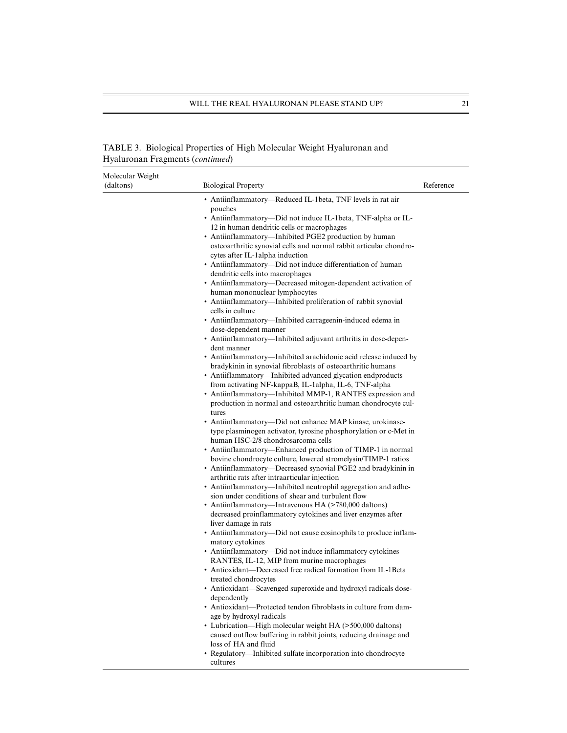TABLE 3. Biological Properties of High Molecular Weight Hyaluronan and Hyaluronan Fragments (*continued*)

| Molecular Weight (daltons) | Biological Property | Reference |
| --- | --- | --- |
| | • Antiinflammatory—Reduced IL-1beta, TNF levels in rat air pouches<br>• Antiinflammatory—Did not induce IL-1beta, TNF-alpha or IL-12 in human dendritic cells or macrophages<br>• Antiinflammatory—Inhibited PGE2 production by human osteoarthritic synovial cells and normal rabbit articular chondrocytes after IL-1alpha induction<br>• Antiinflammatory—Did not induce differentiation of human dendritic cells into macrophages<br>• Antiinflammatory—Decreased mitogen-dependent activation of human mononuclear lymphocytes<br>• Antiinflammatory—Inhibited proliferation of rabbit synovial cells in culture<br>• Antiinflammatory—Inhibited carrageenin-induced edema in dose-dependent manner<br>• Antiinflammatory—Inhibited adjuvant arthritis in dose-dependent manner<br>• Antiinflammatory—Inhibited arachidonic acid release induced by bradykinin in synovial fibroblasts of osteoarthritic humans<br>• Antiiflammatory—Inhibited advanced glycation endproducts from activating NF-kappaB, IL-1alpha, IL-6, TNF-alpha<br>• Antiinflammatory—Inhibited MMP-1, RANTES expression and production in normal and osteoarthritic human chondrocyte cultures<br>• Antiinflammatory—Did not enhance MAP kinase, urokinase-type plasminogen activator, tyrosine phosphorylation or c-Met in human HSC-2/8 chondrosarcoma cells<br>• Antiinflammatory—Enhanced production of TIMP-1 in normal bovine chondrocyte culture, lowered stromelysin/TIMP-1 ratios<br>• Antiinflammatory—Decreased synovial PGE2 and bradykinin in arthritic rats after intraarticular injection<br>• Antiinflammatory—Inhibited neutrophil aggregation and adhesion under conditions of shear and turbulent flow<br>• Antiinflammatory—Intravenous HA (>780,000 daltons) decreased proinflammatory cytokines and liver enzymes after liver damage in rats<br>• Antiinflammatory—Did not cause eosinophils to produce inflammatory cytokines<br>• Antiinflammatory—Did not induce inflammatory cytokines RANTES, IL-12, MIP from murine macrophages<br>• Antioxidant—Decreased free radical formation from IL-1Beta treated chondrocytes<br>• Antioxidant—Scavenged superoxide and hydroxyl radicals dose-dependently<br>• Antioxidant—Protected tendon fibroblasts in culture from damage by hydroxyl radicals<br>• Lubrication—High molecular weight HA (>500,000 daltons) caused outflow buffering in rabbit joints, reducing drainage and loss of HA and fluid<br>• Regulatory—Inhibited sulfate incorporation into chondrocyte cultures | |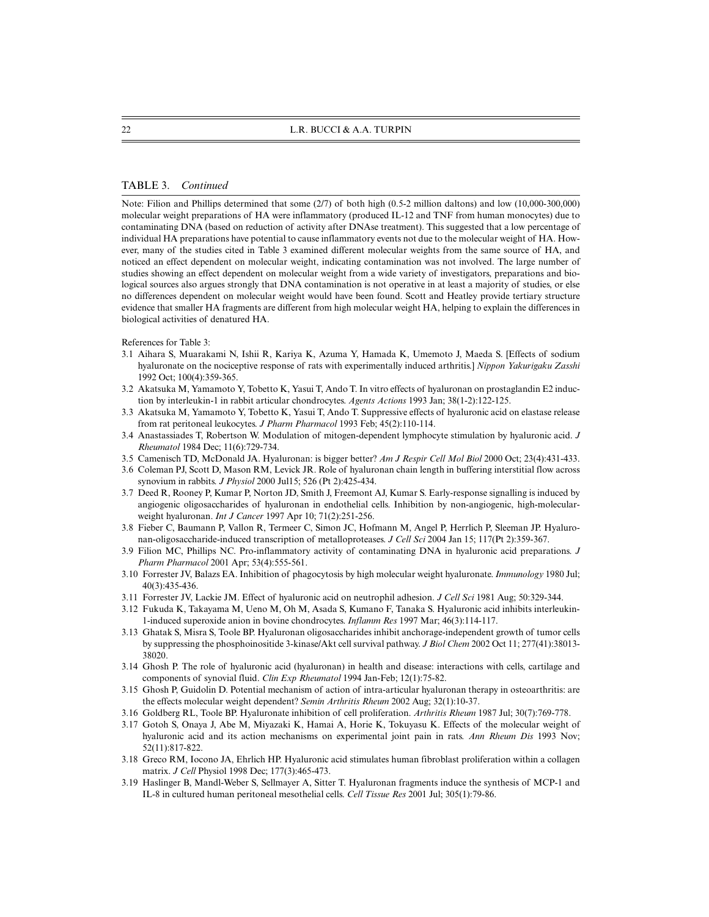TABLE 3. *Continued*

Note: Filion and Phillips determined that some (2/7) of both high (0.5-2 million daltons) and low (10,000-300,000) molecular weight preparations of HA were inflammatory (produced IL-12 and TNF from human monocytes) due to contaminating DNA (based on reduction of activity after DNAse treatment). This suggested that a low percentage of individual HA preparations have potential to cause inflammatory events not due to the molecular weight of HA. However, many of the studies cited in Table 3 examined different molecular weights from the same source of HA, and noticed an effect dependent on molecular weight, indicating contamination was not involved. The large number of studies showing an effect dependent on molecular weight from a wide variety of investigators, preparations and biological sources also argues strongly that DNA contamination is not operative in at least a majority of studies, or else no differences dependent on molecular weight would have been found. Scott and Heatley provide tertiary structure evidence that smaller HA fragments are different from high molecular weight HA, helping to explain the differences in biological activities of denatured HA.

References for Table 3:

3.1 Aihara S, Muarakami N, Ishii R, Kariya K, Azuma Y, Hamada K, Umemoto J, Maeda S. [Effects of sodium hyaluronate on the nociceptive response of rats with experimentally induced arthritis.] *Nippon Yakurigaku Zasshi* 1992 Oct; 100(4):359-365.

3.2 Akatsuka M, Yamamoto Y, Tobetto K, Yasui T, Ando T. In vitro effects of hyaluronan on prostaglandin E2 induction by interleukin-1 in rabbit articular chondrocytes. *Agents Actions* 1993 Jan; 38(1-2):122-125.

3.3 Akatsuka M, Yamamoto Y, Tobetto K, Yasui T, Ando T. Suppressive effects of hyaluronic acid on elastase release from rat peritoneal leukocytes. *J Pharm Pharmacol* 1993 Feb; 45(2):110-114.

3.4 Anastassiades T, Robertson W. Modulation of mitogen-dependent lymphocyte stimulation by hyaluronic acid. *J Rheumatol* 1984 Dec; 11(6):729-734.

3.5 Camenisch TD, McDonald JA. Hyaluronan: is bigger better? *Am J Respir Cell Mol Biol* 2000 Oct; 23(4):431-433.

3.6 Coleman PJ, Scott D, Mason RM, Levick JR. Role of hyaluronan chain length in buffering interstitial flow across synovium in rabbits. *J Physiol* 2000 Jul15; 526 (Pt 2):425-434.

3.7 Deed R, Rooney P, Kumar P, Norton JD, Smith J, Freemont AJ, Kumar S. Early-response signalling is induced by angiogenic oligosaccharides of hyaluronan in endothelial cells. Inhibition by non-angiogenic, high-molecular-weight hyaluronan. *Int J Cancer* 1997 Apr 10; 71(2):251-256.

3.8 Fieber C, Baumann P, Vallon R, Termeer C, Simon JC, Hofmann M, Angel P, Herrlich P, Sleeman JP. Hyaluronan-oligosaccharide-induced transcription of metalloproteases. *J Cell Sci* 2004 Jan 15; 117(Pt 2):359-367.

3.9 Filion MC, Phillips NC. Pro-inflammatory activity of contaminating DNA in hyaluronic acid preparations. *J Pharm Pharmacol* 2001 Apr; 53(4):555-561.

3.10 Forrester JV, Balazs EA. Inhibition of phagocytosis by high molecular weight hyaluronate. *Immunology* 1980 Jul; 40(3):435-436.

3.11 Forrester JV, Lackie JM. Effect of hyaluronic acid on neutrophil adhesion. *J Cell Sci* 1981 Aug; 50:329-344.

3.12 Fukuda K, Takayama M, Ueno M, Oh M, Asada S, Kumano F, Tanaka S. Hyaluronic acid inhibits interleukin-1-induced superoxide anion in bovine chondrocytes. *Inflamm Res* 1997 Mar; 46(3):114-117.

3.13 Ghatak S, Misra S, Toole BP. Hyaluronan oligosaccharides inhibit anchorage-independent growth of tumor cells by suppressing the phosphoinositide 3-kinase/Akt cell survival pathway. *J Biol Chem* 2002 Oct 11; 277(41):38013-38020.

3.14 Ghosh P. The role of hyaluronic acid (hyaluronan) in health and disease: interactions with cells, cartilage and components of synovial fluid. *Clin Exp Rheumatol* 1994 Jan-Feb; 12(1):75-82.

3.15 Ghosh P, Guidolin D. Potential mechanism of action of intra-articular hyaluronan therapy in osteoarthritis: are the effects molecular weight dependent? *Semin Arthritis Rheum* 2002 Aug; 32(1):10-37.

3.16 Goldberg RL, Toole BP. Hyaluronate inhibition of cell proliferation. *Arthritis Rheum* 1987 Jul; 30(7):769-778.

3.17 Gotoh S, Onaya J, Abe M, Miyazaki K, Hamai A, Horie K, Tokuyasu K. Effects of the molecular weight of hyaluronic acid and its action mechanisms on experimental joint pain in rats. *Ann Rheum Dis* 1993 Nov; 52(11):817-822.

3.18 Greco RM, Iocono JA, Ehrlich HP. Hyaluronic acid stimulates human fibroblast proliferation within a collagen matrix. *J Cell* Physiol 1998 Dec; 177(3):465-473.

3.19 Haslinger B, Mandl-Weber S, Sellmayer A, Sitter T. Hyaluronan fragments induce the synthesis of MCP-1 and IL-8 in cultured human peritoneal mesothelial cells. *Cell Tissue Res* 2001 Jul; 305(1):79-86.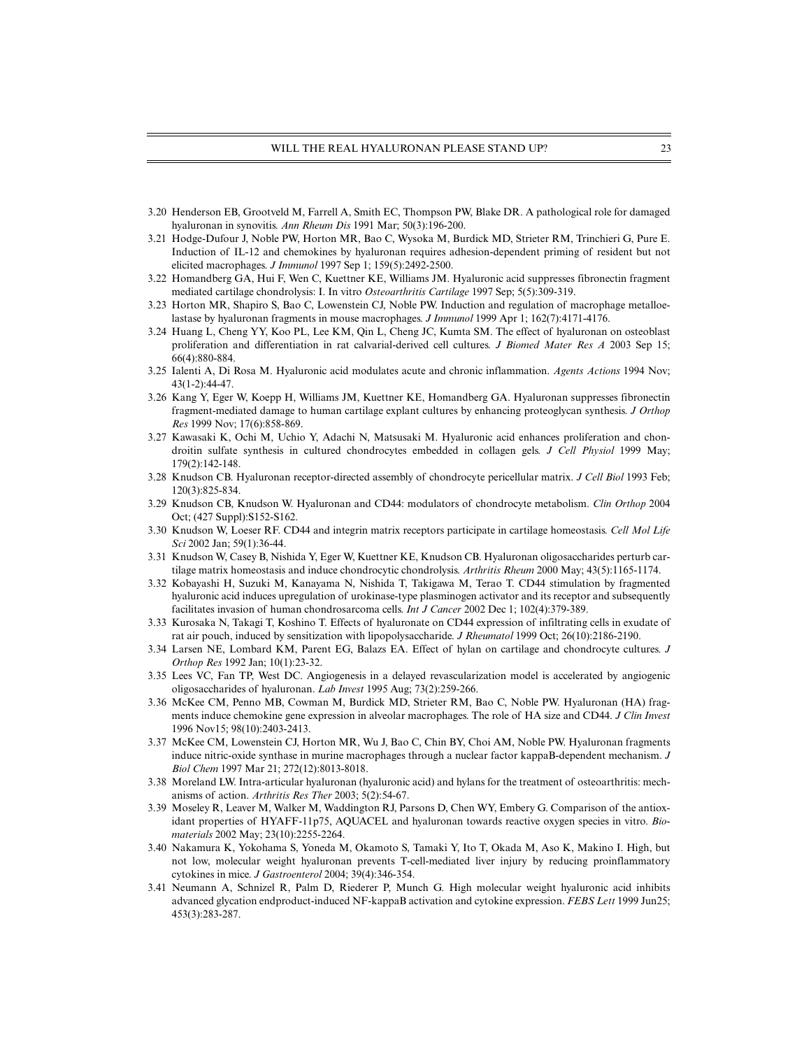3.20 Henderson EB, Grootveld M, Farrell A, Smith EC, Thompson PW, Blake DR. A pathological role for damaged hyaluronan in synovitis. *Ann Rheum Dis* 1991 Mar; 50(3):196-200.

3.21 Hodge-Dufour J, Noble PW, Horton MR, Bao C, Wysoka M, Burdick MD, Strieter RM, Trinchieri G, Pure E. Induction of IL-12 and chemokines by hyaluronan requires adhesion-dependent priming of resident but not elicited macrophages. *J Immunol* 1997 Sep 1; 159(5):2492-2500.

3.22 Homandberg GA, Hui F, Wen C, Kuettner KE, Williams JM. Hyaluronic acid suppresses fibronectin fragment mediated cartilage chondrolysis: I. In vitro *Osteoarthritis Cartilage* 1997 Sep; 5(5):309-319.

3.23 Horton MR, Shapiro S, Bao C, Lowenstein CJ, Noble PW. Induction and regulation of macrophage metalloelastase by hyaluronan fragments in mouse macrophages. *J Immunol* 1999 Apr 1; 162(7):4171-4176.

3.24 Huang L, Cheng YY, Koo PL, Lee KM, Qin L, Cheng JC, Kumta SM. The effect of hyaluronan on osteoblast proliferation and differentiation in rat calvarial-derived cell cultures. *J Biomed Mater Res A* 2003 Sep 15; 66(4):880-884.

3.25 Ialenti A, Di Rosa M. Hyaluronic acid modulates acute and chronic inflammation. *Agents Actions* 1994 Nov; 43(1-2):44-47.

3.26 Kang Y, Eger W, Koepp H, Williams JM, Kuettner KE, Homandberg GA. Hyaluronan suppresses fibronectin fragment-mediated damage to human cartilage explant cultures by enhancing proteoglycan synthesis. *J Orthop Res* 1999 Nov; 17(6):858-869.

3.27 Kawasaki K, Ochi M, Uchio Y, Adachi N, Matsusaki M. Hyaluronic acid enhances proliferation and chondroitin sulfate synthesis in cultured chondrocytes embedded in collagen gels. *J Cell Physiol* 1999 May; 179(2):142-148.

3.28 Knudson CB. Hyaluronan receptor-directed assembly of chondrocyte pericellular matrix. *J Cell Biol* 1993 Feb; 120(3):825-834.

3.29 Knudson CB, Knudson W. Hyaluronan and CD44: modulators of chondrocyte metabolism. *Clin Orthop* 2004 Oct; (427 Suppl):S152-S162.

3.30 Knudson W, Loeser RF. CD44 and integrin matrix receptors participate in cartilage homeostasis. *Cell Mol Life Sci* 2002 Jan; 59(1):36-44.

3.31 Knudson W, Casey B, Nishida Y, Eger W, Kuettner KE, Knudson CB. Hyaluronan oligosaccharides perturb cartilage matrix homeostasis and induce chondrocytic chondrolysis. *Arthritis Rheum* 2000 May; 43(5):1165-1174.

3.32 Kobayashi H, Suzuki M, Kanayama N, Nishida T, Takigawa M, Terao T. CD44 stimulation by fragmented hyaluronic acid induces upregulation of urokinase-type plasminogen activator and its receptor and subsequently facilitates invasion of human chondrosarcoma cells. *Int J Cancer* 2002 Dec 1; 102(4):379-389.

3.33 Kurosaka N, Takagi T, Koshino T. Effects of hyaluronate on CD44 expression of infiltrating cells in exudate of rat air pouch, induced by sensitization with lipopolysaccharide. *J Rheumatol* 1999 Oct; 26(10):2186-2190.

3.34 Larsen NE, Lombard KM, Parent EG, Balazs EA. Effect of hylan on cartilage and chondrocyte cultures. *J Orthop Res* 1992 Jan; 10(1):23-32.

3.35 Lees VC, Fan TP, West DC. Angiogenesis in a delayed revascularization model is accelerated by angiogenic oligosaccharides of hyaluronan. *Lab Invest* 1995 Aug; 73(2):259-266.

3.36 McKee CM, Penno MB, Cowman M, Burdick MD, Strieter RM, Bao C, Noble PW. Hyaluronan (HA) fragments induce chemokine gene expression in alveolar macrophages. The role of HA size and CD44. *J Clin Invest* 1996 Nov15; 98(10):2403-2413.

3.37 McKee CM, Lowenstein CJ, Horton MR, Wu J, Bao C, Chin BY, Choi AM, Noble PW. Hyaluronan fragments induce nitric-oxide synthase in murine macrophages through a nuclear factor kappaB-dependent mechanism. *J Biol Chem* 1997 Mar 21; 272(12):8013-8018.

3.38 Moreland LW. Intra-articular hyaluronan (hyaluronic acid) and hylans for the treatment of osteoarthritis: mechanisms of action. *Arthritis Res Ther* 2003; 5(2):54-67.

3.39 Moseley R, Leaver M, Walker M, Waddington RJ, Parsons D, Chen WY, Embery G. Comparison of the antioxidant properties of HYAFF-11p75, AQUACEL and hyaluronan towards reactive oxygen species in vitro. *Biomaterials* 2002 May; 23(10):2255-2264.

3.40 Nakamura K, Yokohama S, Yoneda M, Okamoto S, Tamaki Y, Ito T, Okada M, Aso K, Makino I. High, but not low, molecular weight hyaluronan prevents T-cell-mediated liver injury by reducing proinflammatory cytokines in mice. *J Gastroenterol* 2004; 39(4):346-354.

3.41 Neumann A, Schnizel R, Palm D, Riederer P, Munch G. High molecular weight hyaluronic acid inhibits advanced glycation endproduct-induced NF-kappaB activation and cytokine expression. *FEBS Lett* 1999 Jun25; 453(3):283-287.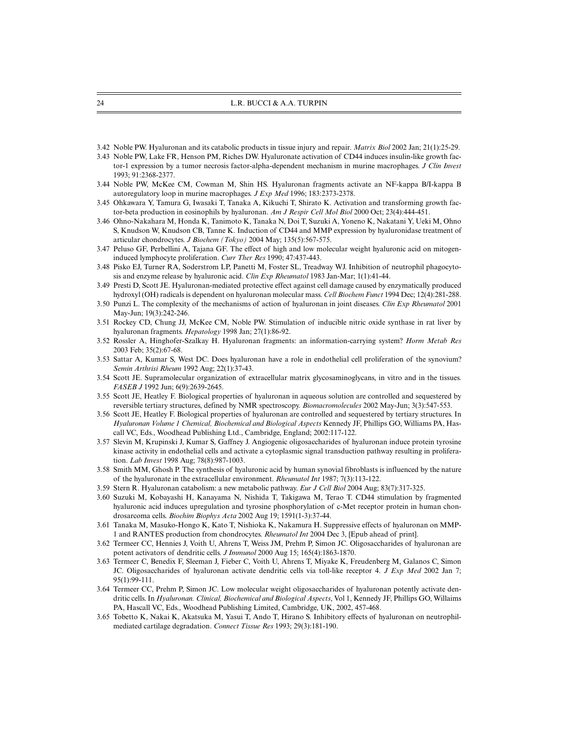3.42 Noble PW. Hyaluronan and its catabolic products in tissue injury and repair. *Matrix Biol* 2002 Jan; 21(1):25-29.

3.43 Noble PW, Lake FR, Henson PM, Riches DW. Hyaluronate activation of CD44 induces insulin-like growth factor-1 expression by a tumor necrosis factor-alpha-dependent mechanism in murine macrophages. *J Clin Invest* 1993; 91:2368-2377.

3.44 Noble PW, McKee CM, Cowman M, Shin HS. Hyaluronan fragments activate an NF-kappa B/I-kappa B autoregulatory loop in murine macrophages. *J Exp Med* 1996; 183:2373-2378.

3.45 Ohkawara Y, Tamura G, Iwasaki T, Tanaka A, Kikuchi T, Shirato K. Activation and transforming growth factor-beta production in eosinophils by hyaluronan. *Am J Respir Cell Mol Biol* 2000 Oct; 23(4):444-451.

3.46 Ohno-Nakahara M, Honda K, Tanimoto K, Tanaka N, Doi T, Suzuki A, Yoneno K, Nakatani Y, Ueki M, Ohno S, Knudson W, Knudson CB, Tanne K. Induction of CD44 and MMP expression by hyaluronidase treatment of articular chondrocytes. *J Biochem (Tokyo)* 2004 May; 135(5):567-575.

3.47 Peluso GF, Perbellini A, Tajana GF. The effect of high and low molecular weight hyaluronic acid on mitogen-induced lymphocyte proliferation. *Curr Ther Res* 1990; 47:437-443.

3.48 Pisko EJ, Turner RA, Soderstrom LP, Panetti M, Foster SL, Treadway WJ. Inhibition of neutrophil phagocytosis and enzyme release by hyaluronic acid. *Clin Exp Rheumatol* 1983 Jan-Mar; 1(1):41-44.

3.49 Presti D, Scott JE. Hyaluronan-mediated protective effect against cell damage caused by enzymatically produced hydroxyl (OH) radicals is dependent on hyaluronan molecular mass. *Cell Biochem Funct* 1994 Dec; 12(4):281-288.

3.50 Punzi L. The complexity of the mechanisms of action of hyaluronan in joint diseases. *Clin Exp Rheumatol* 2001 May-Jun; 19(3):242-246.

3.51 Rockey CD, Chung JJ, McKee CM, Noble PW. Stimulation of inducible nitric oxide synthase in rat liver by hyaluronan fragments. *Hepatology* 1998 Jan; 27(1):86-92.

3.52 Rossler A, Hinghofer-Szalkay H. Hyaluronan fragments: an information-carrying system? *Horm Metab Res* 2003 Feb; 35(2):67-68.

3.53 Sattar A, Kumar S, West DC. Does hyaluronan have a role in endothelial cell proliferation of the synovium? *Semin Arthrisi Rheum* 1992 Aug; 22(1):37-43.

3.54 Scott JE. Supramolecular organization of extracellular matrix glycosaminoglycans, in vitro and in the tissues. *FASEB J* 1992 Jun; 6(9):2639-2645.

3.55 Scott JE, Heatley F. Biological properties of hyaluronan in aqueous solution are controlled and sequestered by reversible tertiary structures, defined by NMR spectroscopy. *Biomacromolecules* 2002 May-Jun; 3(3):547-553.

3.56 Scott JE, Heatley F. Biological properties of hyaluronan are controlled and sequestered by tertiary structures. In *Hyaluronan Volume 1 Chemical, Biochemical and Biological Aspects* Kennedy JF, Phillips GO, Williams PA, Hascall VC, Eds., Woodhead Publishing Ltd., Cambridge, England; 2002:117-122.

3.57 Slevin M, Krupinski J, Kumar S, Gaffney J. Angiogenic oligosaccharides of hyaluronan induce protein tyrosine kinase activity in endothelial cells and activate a cytoplasmic signal transduction pathway resulting in proliferation. *Lab Invest* 1998 Aug; 78(8):987-1003.

3.58 Smith MM, Ghosh P. The synthesis of hyaluronic acid by human synovial fibroblasts is influenced by the nature of the hyaluronate in the extracellular environment. *Rheumatol Int* 1987; 7(3):113-122.

3.59 Stern R. Hyaluronan catabolism: a new metabolic pathway. *Eur J Cell Biol* 2004 Aug; 83(7):317-325.

3.60 Suzuki M, Kobayashi H, Kanayama N, Nishida T, Takigawa M, Terao T. CD44 stimulation by fragmented hyaluronic acid induces upregulation and tyrosine phosphorylation of c-Met receptor protein in human chondrosarcoma cells. *Biochim Biophys Acta* 2002 Aug 19; 1591(1-3):37-44.

3.61 Tanaka M, Masuko-Hongo K, Kato T, Nishioka K, Nakamura H. Suppressive effects of hyaluronan on MMP-1 and RANTES production from chondrocytes. *Rheumatol Int* 2004 Dec 3, [Epub ahead of print].

3.62 Termeer CC, Hennies J, Voith U, Ahrens T, Weiss JM, Prehm P, Simon JC. Oligosaccharides of hyaluronan are potent activators of dendritic cells. *J Immunol* 2000 Aug 15; 165(4):1863-1870.

3.63 Termeer C, Benedix F, Sleeman J, Fieber C, Voith U, Ahrens T, Miyake K, Freudenberg M, Galanos C, Simon JC. Oligosaccharides of hyaluronan activate dendritic cells via toll-like receptor 4. *J Exp Med* 2002 Jan 7; 95(1):99-111.

3.64 Termeer CC, Prehm P, Simon JC. Low molecular weight oligosaccharides of hyaluronan potently activate dendritic cells. In *Hyaluronan. Clinical, Biochemical and Biological Aspects*, Vol 1, Kennedy JF, Phillips GO, Willaims PA, Hascall VC, Eds., Woodhead Publishing Limited, Cambridge, UK, 2002, 457-468.

3.65 Tobetto K, Nakai K, Akatsuka M, Yasui T, Ando T, Hirano S. Inhibitory effects of hyaluronan on neutrophil-mediated cartilage degradation. *Connect Tissue Res* 1993; 29(3):181-190.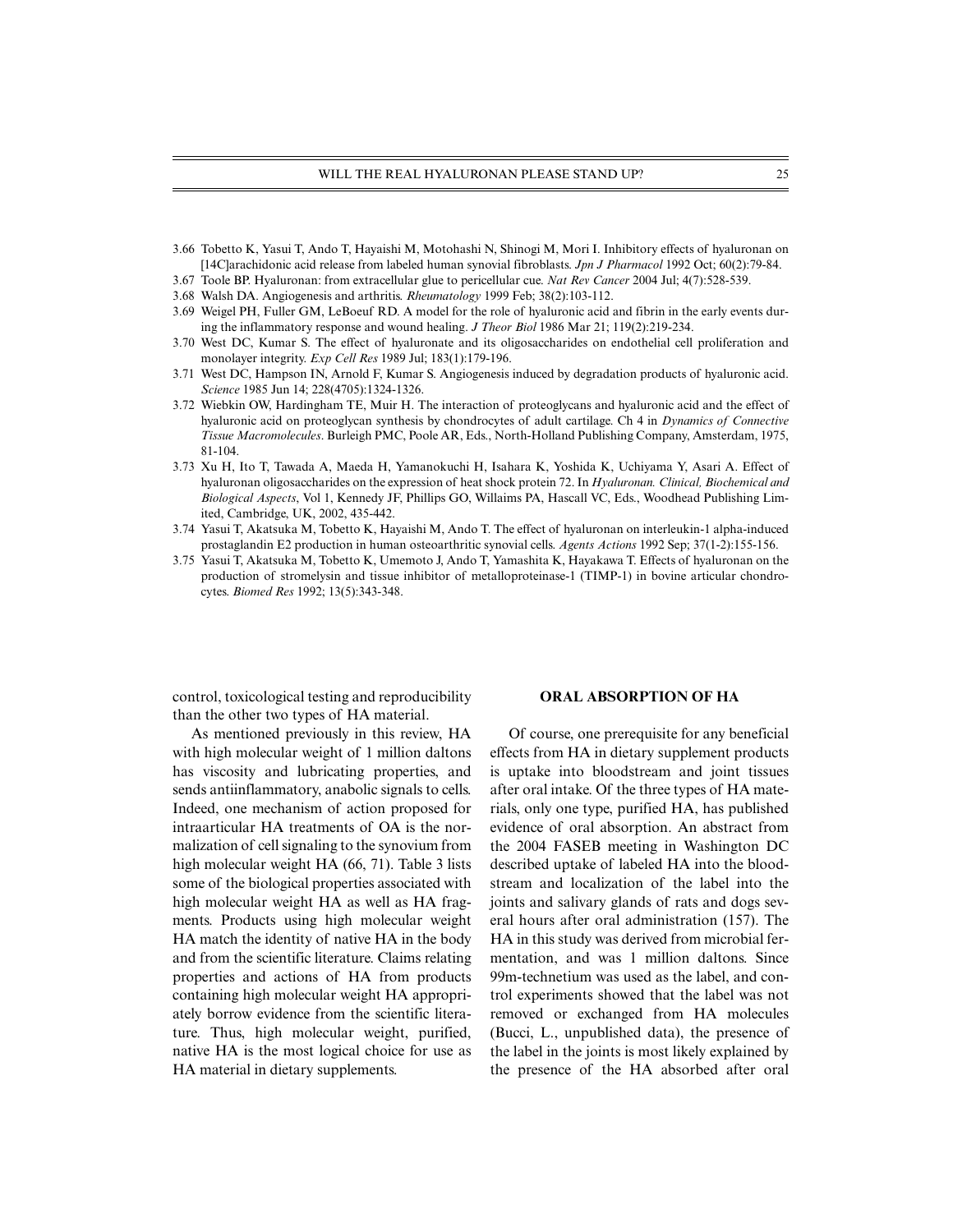3.66 Tobetto K, Yasui T, Ando T, Hayaishi M, Motohashi N, Shinogi M, Mori I. Inhibitory effects of hyaluronan on [14C]arachidonic acid release from labeled human synovial fibroblasts. *Jpn J Pharmacol* 1992 Oct; 60(2):79-84.

3.67 Toole BP. Hyaluronan: from extracellular glue to pericellular cue. *Nat Rev Cancer* 2004 Jul; 4(7):528-539.

3.68 Walsh DA. Angiogenesis and arthritis. *Rheumatology* 1999 Feb; 38(2):103-112.

3.69 Weigel PH, Fuller GM, LeBoeuf RD. A model for the role of hyaluronic acid and fibrin in the early events during the inflammatory response and wound healing. *J Theor Biol* 1986 Mar 21; 119(2):219-234.

3.70 West DC, Kumar S. The effect of hyaluronate and its oligosaccharides on endothelial cell proliferation and monolayer integrity. *Exp Cell Res* 1989 Jul; 183(1):179-196.

3.71 West DC, Hampson IN, Arnold F, Kumar S. Angiogenesis induced by degradation products of hyaluronic acid. *Science* 1985 Jun 14; 228(4705):1324-1326.

3.72 Wiebkin OW, Hardingham TE, Muir H. The interaction of proteoglycans and hyaluronic acid and the effect of hyaluronic acid on proteoglycan synthesis by chondrocytes of adult cartilage. Ch 4 in *Dynamics of Connective Tissue Macromolecules*. Burleigh PMC, Poole AR, Eds., North-Holland Publishing Company, Amsterdam, 1975, 81-104.

3.73 Xu H, Ito T, Tawada A, Maeda H, Yamanokuchi H, Isahara K, Yoshida K, Uchiyama Y, Asari A. Effect of hyaluronan oligosaccharides on the expression of heat shock protein 72. In *Hyaluronan. Clinical, Biochemical and Biological Aspects*, Vol 1, Kennedy JF, Phillips GO, Willaims PA, Hascall VC, Eds., Woodhead Publishing Limited, Cambridge, UK, 2002, 435-442.

3.74 Yasui T, Akatsuka M, Tobetto K, Hayaishi M, Ando T. The effect of hyaluronan on interleukin-1 alpha-induced prostaglandin E2 production in human osteoarthritic synovial cells. *Agents Actions* 1992 Sep; 37(1-2):155-156.

3.75 Yasui T, Akatsuka M, Tobetto K, Umemoto J, Ando T, Yamashita K, Hayakawa T. Effects of hyaluronan on the production of stromelysin and tissue inhibitor of metalloproteinase-1 (TIMP-1) in bovine articular chondrocytes. *Biomed Res* 1992; 13(5):343-348.

control, toxicological testing and reproducibility than the other two types of HA material.

As mentioned previously in this review, HA with high molecular weight of 1 million daltons has viscosity and lubricating properties, and sends antiinflammatory, anabolic signals to cells. Indeed, one mechanism of action proposed for intraarticular HA treatments of OA is the normalization of cell signaling to the synovium from high molecular weight HA (66, 71). Table 3 lists some of the biological properties associated with high molecular weight HA as well as HA fragments. Products using high molecular weight HA match the identity of native HA in the body and from the scientific literature. Claims relating properties and actions of HA from products containing high molecular weight HA appropriately borrow evidence from the scientific literature. Thus, high molecular weight, purified, native HA is the most logical choice for use as HA material in dietary supplements.

## ORAL ABSORPTION OF HA

Of course, one prerequisite for any beneficial effects from HA in dietary supplement products is uptake into bloodstream and joint tissues after oral intake. Of the three types of HA materials, only one type, purified HA, has published evidence of oral absorption. An abstract from the 2004 FASEB meeting in Washington DC described uptake of labeled HA into the bloodstream and localization of the label into the joints and salivary glands of rats and dogs several hours after oral administration (157). The HA in this study was derived from microbial fermentation, and was 1 million daltons. Since 99m-technetium was used as the label, and control experiments showed that the label was not removed or exchanged from HA molecules (Bucci, L., unpublished data), the presence of the label in the joints is most likely explained by the presence of the HA absorbed after oral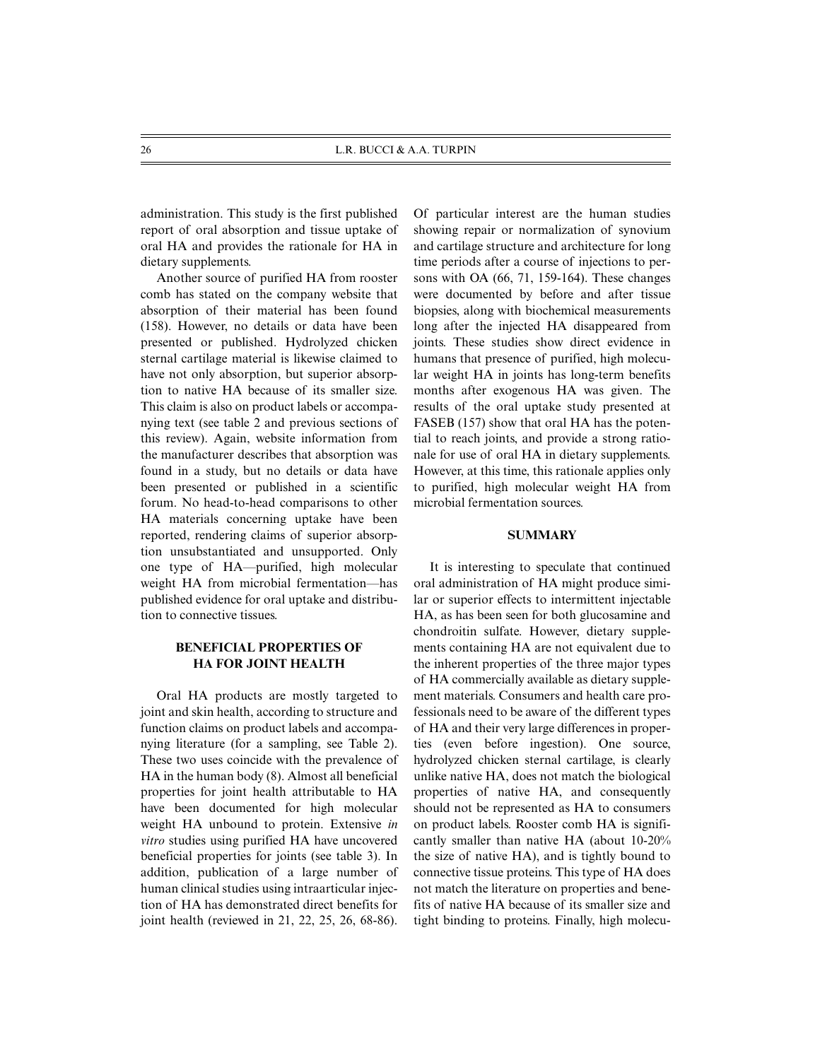administration. This study is the first published report of oral absorption and tissue uptake of oral HA and provides the rationale for HA in dietary supplements.

Another source of purified HA from rooster comb has stated on the company website that absorption of their material has been found (158). However, no details or data have been presented or published. Hydrolyzed chicken sternal cartilage material is likewise claimed to have not only absorption, but superior absorption to native HA because of its smaller size. This claim is also on product labels or accompanying text (see table 2 and previous sections of this review). Again, website information from the manufacturer describes that absorption was found in a study, but no details or data have been presented or published in a scientific forum. No head-to-head comparisons to other HA materials concerning uptake have been reported, rendering claims of superior absorption unsubstantiated and unsupported. Only one type of HA—purified, high molecular weight HA from microbial fermentation—has published evidence for oral uptake and distribution to connective tissues.

## BENEFICIAL PROPERTIES OF HA FOR JOINT HEALTH

Oral HA products are mostly targeted to joint and skin health, according to structure and function claims on product labels and accompanying literature (for a sampling, see Table 2). These two uses coincide with the prevalence of HA in the human body (8). Almost all beneficial properties for joint health attributable to HA have been documented for high molecular weight HA unbound to protein. Extensive *in vitro* studies using purified HA have uncovered beneficial properties for joints (see table 3). In addition, publication of a large number of human clinical studies using intraarticular injection of HA has demonstrated direct benefits for joint health (reviewed in 21, 22, 25, 26, 68-86). Of particular interest are the human studies showing repair or normalization of synovium and cartilage structure and architecture for long time periods after a course of injections to persons with OA (66, 71, 159-164). These changes were documented by before and after tissue biopsies, along with biochemical measurements long after the injected HA disappeared from joints. These studies show direct evidence in humans that presence of purified, high molecular weight HA in joints has long-term benefits months after exogenous HA was given. The results of the oral uptake study presented at FASEB (157) show that oral HA has the potential to reach joints, and provide a strong rationale for use of oral HA in dietary supplements. However, at this time, this rationale applies only to purified, high molecular weight HA from microbial fermentation sources.

## SUMMARY

It is interesting to speculate that continued oral administration of HA might produce similar or superior effects to intermittent injectable HA, as has been seen for both glucosamine and chondroitin sulfate. However, dietary supplements containing HA are not equivalent due to the inherent properties of the three major types of HA commercially available as dietary supplement materials. Consumers and health care professionals need to be aware of the different types of HA and their very large differences in properties (even before ingestion). One source, hydrolyzed chicken sternal cartilage, is clearly unlike native HA, does not match the biological properties of native HA, and consequently should not be represented as HA to consumers on product labels. Rooster comb HA is significantly smaller than native HA (about 10-20% the size of native HA), and is tightly bound to connective tissue proteins. This type of HA does not match the literature on properties and benefits of native HA because of its smaller size and tight binding to proteins. Finally, high molecu-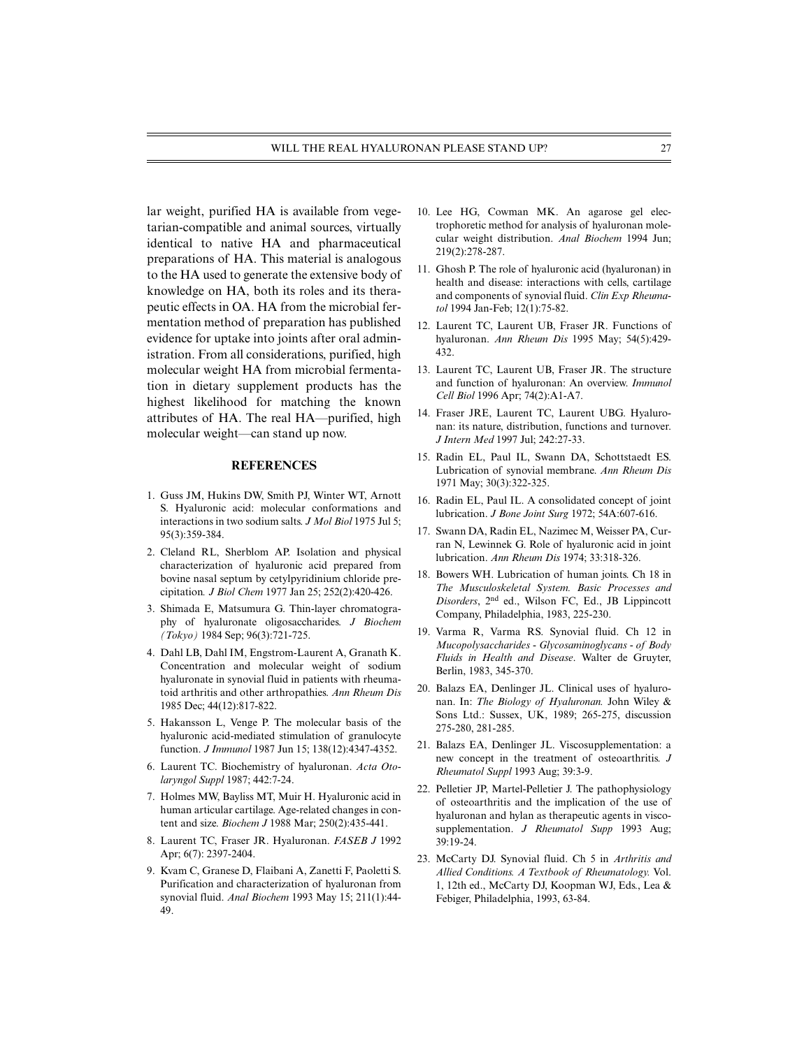lar weight, purified HA is available from vegetarian-compatible and animal sources, virtually identical to native HA and pharmaceutical preparations of HA. This material is analogous to the HA used to generate the extensive body of knowledge on HA, both its roles and its therapeutic effects in OA. HA from the microbial fermentation method of preparation has published evidence for uptake into joints after oral administration. From all considerations, purified, high molecular weight HA from microbial fermentation in dietary supplement products has the highest likelihood for matching the known attributes of HA. The real HA—purified, high molecular weight—can stand up now.

## REFERENCES

1. Guss JM, Hukins DW, Smith PJ, Winter WT, Arnott S. Hyaluronic acid: molecular conformations and interactions in two sodium salts. *J Mol Biol* 1975 Jul 5; 95(3):359-384.
2. Cleland RL, Sherblom AP. Isolation and physical characterization of hyaluronic acid prepared from bovine nasal septum by cetylpyridinium chloride precipitation. *J Biol Chem* 1977 Jan 25; 252(2):420-426.
3. Shimada E, Matsumura G. Thin-layer chromatography of hyaluronate oligosaccharides. *J Biochem (Tokyo)* 1984 Sep; 96(3):721-725.
4. Dahl LB, Dahl IM, Engstrom-Laurent A, Granath K. Concentration and molecular weight of sodium hyaluronate in synovial fluid in patients with rheumatoid arthritis and other arthropathies. *Ann Rheum Dis* 1985 Dec; 44(12):817-822.
5. Hakansson L, Venge P. The molecular basis of the hyaluronic acid-mediated stimulation of granulocyte function. *J Immunol* 1987 Jun 15; 138(12):4347-4352.
6. Laurent TC. Biochemistry of hyaluronan. *Acta Otolaryngol Suppl* 1987; 442:7-24.
7. Holmes MW, Bayliss MT, Muir H. Hyaluronic acid in human articular cartilage. Age-related changes in content and size. *Biochem J* 1988 Mar; 250(2):435-441.
8. Laurent TC, Fraser JR. Hyaluronan. *FASEB J* 1992 Apr; 6(7): 2397-2404.
9. Kvam C, Granese D, Flaibani A, Zanetti F, Paoletti S. Purification and characterization of hyaluronan from synovial fluid. *Anal Biochem* 1993 May 15; 211(1):44-49.
10. Lee HG, Cowman MK. An agarose gel electrophoretic method for analysis of hyaluronan molecular weight distribution. *Anal Biochem* 1994 Jun; 219(2):278-287.
11. Ghosh P. The role of hyaluronic acid (hyaluronan) in health and disease: interactions with cells, cartilage and components of synovial fluid. *Clin Exp Rheumatol* 1994 Jan-Feb; 12(1):75-82.
12. Laurent TC, Laurent UB, Fraser JR. Functions of hyaluronan. *Ann Rheum Dis* 1995 May; 54(5):429-432.
13. Laurent TC, Laurent UB, Fraser JR. The structure and function of hyaluronan: An overview. *Immunol Cell Biol* 1996 Apr; 74(2):A1-A7.
14. Fraser JRE, Laurent TC, Laurent UBG. Hyaluronan: its nature, distribution, functions and turnover. *J Intern Med* 1997 Jul; 242:27-33.
15. Radin EL, Paul IL, Swann DA, Schottstaedt ES. Lubrication of synovial membrane. *Ann Rheum Dis* 1971 May; 30(3):322-325.
16. Radin EL, Paul IL. A consolidated concept of joint lubrication. *J Bone Joint Surg* 1972; 54A:607-616.
17. Swann DA, Radin EL, Nazimec M, Weisser PA, Curran N, Lewinnek G. Role of hyaluronic acid in joint lubrication. *Ann Rheum Dis* 1974; 33:318-326.
18. Bowers WH. Lubrication of human joints. Ch 18 in *The Musculoskeletal System. Basic Processes and Disorders*, 2nd ed., Wilson FC, Ed., JB Lippincott Company, Philadelphia, 1983, 225-230.
19. Varma R, Varma RS. Synovial fluid. Ch 12 in *Mucopolysaccharides - Glycosaminoglycans - of Body Fluids in Health and Disease*. Walter de Gruyter, Berlin, 1983, 345-370.
20. Balazs EA, Denlinger JL. Clinical uses of hyaluronan. In: *The Biology of Hyaluronan.* John Wiley & Sons Ltd.: Sussex, UK, 1989; 265-275, discussion 275-280, 281-285.
21. Balazs EA, Denlinger JL. Viscosupplementation: a new concept in the treatment of osteoarthritis. *J Rheumatol Suppl* 1993 Aug; 39:3-9.
22. Pelletier JP, Martel-Pelletier J. The pathophysiology of osteoarthritis and the implication of the use of hyaluronan and hylan as therapeutic agents in viscosupplementation. *J Rheumatol Supp* 1993 Aug; 39:19-24.
23. McCarty DJ. Synovial fluid. Ch 5 in *Arthritis and Allied Conditions. A Textbook of Rheumatology.* Vol. 1, 12th ed., McCarty DJ, Koopman WJ, Eds., Lea & Febiger, Philadelphia, 1993, 63-84.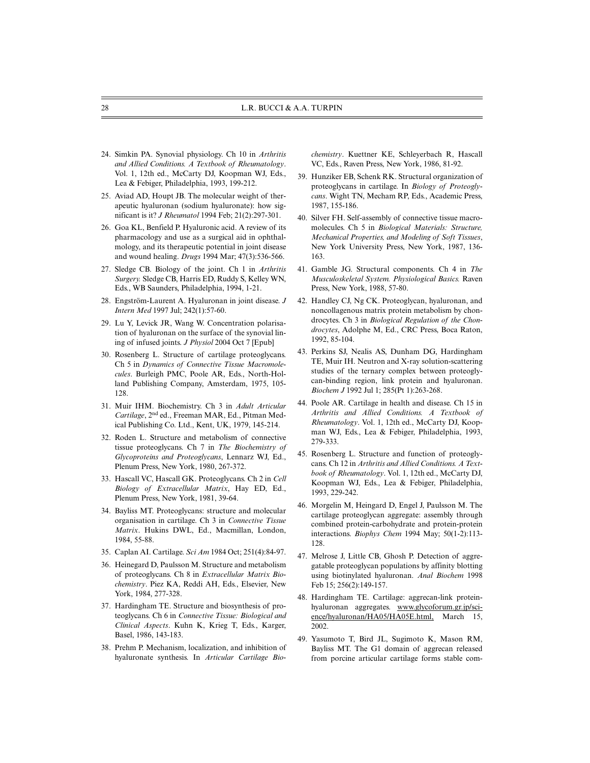24. Simkin PA. Synovial physiology. Ch 10 in *Arthritis and Allied Conditions. A Textbook of Rheumatology*. Vol. 1, 12th ed., McCarty DJ, Koopman WJ, Eds., Lea & Febiger, Philadelphia, 1993, 199-212.
25. Aviad AD, Houpt JB. The molecular weight of therapeutic hyaluronan (sodium hyaluronate): how significant is it? *J Rheumatol* 1994 Feb; 21(2):297-301.
26. Goa KL, Benfield P. Hyaluronic acid. A review of its pharmacology and use as a surgical aid in ophthalmology, and its therapeutic potential in joint disease and wound healing. *Drugs* 1994 Mar; 47(3):536-566.
27. Sledge CB. Biology of the joint. Ch 1 in *Arthritis Surgery.* Sledge CB, Harris ED, Ruddy S, Kelley WN, Eds., WB Saunders, Philadelphia, 1994, 1-21.
28. Engström-Laurent A. Hyaluronan in joint disease. *J Intern Med* 1997 Jul; 242(1):57-60.
29. Lu Y, Levick JR, Wang W. Concentration polarisation of hyaluronan on the surface of the synovial lining of infused joints. *J Physiol* 2004 Oct 7 [Epub]
30. Rosenberg L. Structure of cartilage proteoglycans. Ch 5 in *Dynamics of Connective Tissue Macromolecules*. Burleigh PMC, Poole AR, Eds., North-Holland Publishing Company, Amsterdam, 1975, 105-128.
31. Muir IHM. Biochemistry. Ch 3 in *Adult Articular Cartilage*, 2nd ed., Freeman MAR, Ed., Pitman Medical Publishing Co. Ltd., Kent, UK, 1979, 145-214.
32. Roden L. Structure and metabolism of connective tissue proteoglycans. Ch 7 in *The Biochemistry of Glycoproteins and Proteoglycans*, Lennarz WJ, Ed., Plenum Press, New York, 1980, 267-372.
33. Hascall VC, Hascall GK. Proteoglycans. Ch 2 in *Cell Biology of Extracellular Matrix*, Hay ED, Ed., Plenum Press, New York, 1981, 39-64.
34. Bayliss MT. Proteoglycans: structure and molecular organisation in cartilage. Ch 3 in *Connective Tissue Matrix*. Hukins DWL, Ed., Macmillan, London, 1984, 55-88.
35. Caplan AI. Cartilage. *Sci Am* 1984 Oct; 251(4):84-97.
36. Heinegard D, Paulsson M. Structure and metabolism of proteoglycans. Ch 8 in *Extracellular Matrix Biochemistry*. Piez KA, Reddi AH, Eds., Elsevier, New York, 1984, 277-328.
37. Hardingham TE. Structure and biosynthesis of proteoglycans. Ch 6 in *Connective Tissue: Biological and Clinical Aspects*. Kuhn K, Krieg T, Eds., Karger, Basel, 1986, 143-183.
38. Prehm P. Mechanism, localization, and inhibition of hyaluronate synthesis. In *Articular Cartilage Biochemistry*. Kuettner KE, Schleyerbach R, Hascall VC, Eds., Raven Press, New York, 1986, 81-92.
39. Hunziker EB, Schenk RK. Structural organization of proteoglycans in cartilage. In *Biology of Proteoglycans*. Wight TN, Mecham RP, Eds., Academic Press, 1987, 155-186.
40. Silver FH. Self-assembly of connective tissue macromolecules. Ch 5 in *Biological Materials: Structure, Mechanical Properties, and Modeling of Soft Tissues*, New York University Press, New York, 1987, 136-163.
41. Gamble JG. Structural components. Ch 4 in *The Musculoskeletal System. Physiological Basics.* Raven Press, New York, 1988, 57-80.
42. Handley CJ, Ng CK. Proteoglycan, hyaluronan, and noncollagenous matrix protein metabolism by chondrocytes. Ch 3 in *Biological Regulation of the Chondrocytes*, Adolphe M, Ed., CRC Press, Boca Raton, 1992, 85-104.
43. Perkins SJ, Nealis AS, Dunham DG, Hardingham TE, Muir IH. Neutron and X-ray solution-scattering studies of the ternary complex between proteoglycan-binding region, link protein and hyaluronan. *Biochem J* 1992 Jul 1; 285(Pt 1):263-268.
44. Poole AR. Cartilage in health and disease. Ch 15 in *Arthritis and Allied Conditions. A Textbook of Rheumatology*. Vol. 1, 12th ed., McCarty DJ, Koopman WJ, Eds., Lea & Febiger, Philadelphia, 1993, 279-333.
45. Rosenberg L. Structure and function of proteoglycans. Ch 12 in *Arthritis and Allied Conditions. A Textbook of Rheumatology*. Vol. 1, 12th ed., McCarty DJ, Koopman WJ, Eds., Lea & Febiger, Philadelphia, 1993, 229-242.
46. Morgelin M, Heingard D, Engel J, Paulsson M. The cartilage proteoglycan aggregate: assembly through combined protein-carbohydrate and protein-protein interactions. *Biophys Chem* 1994 May; 50(1-2):113-128.
47. Melrose J, Little CB, Ghosh P. Detection of aggregatable proteoglycan populations by affinity blotting using biotinylated hyaluronan. *Anal Biochem* 1998 Feb 15; 256(2):149-157.
48. Hardingham TE. Cartilage: aggrecan-link protein-hyaluronan aggregates. www.glycoforum.gr.jp/science/hyaluronan/HA05/HA05E.html, March 15, 2002.
49. Yasumoto T, Bird JL, Sugimoto K, Mason RM, Bayliss MT. The G1 domain of aggrecan released from porcine articular cartilage forms stable com-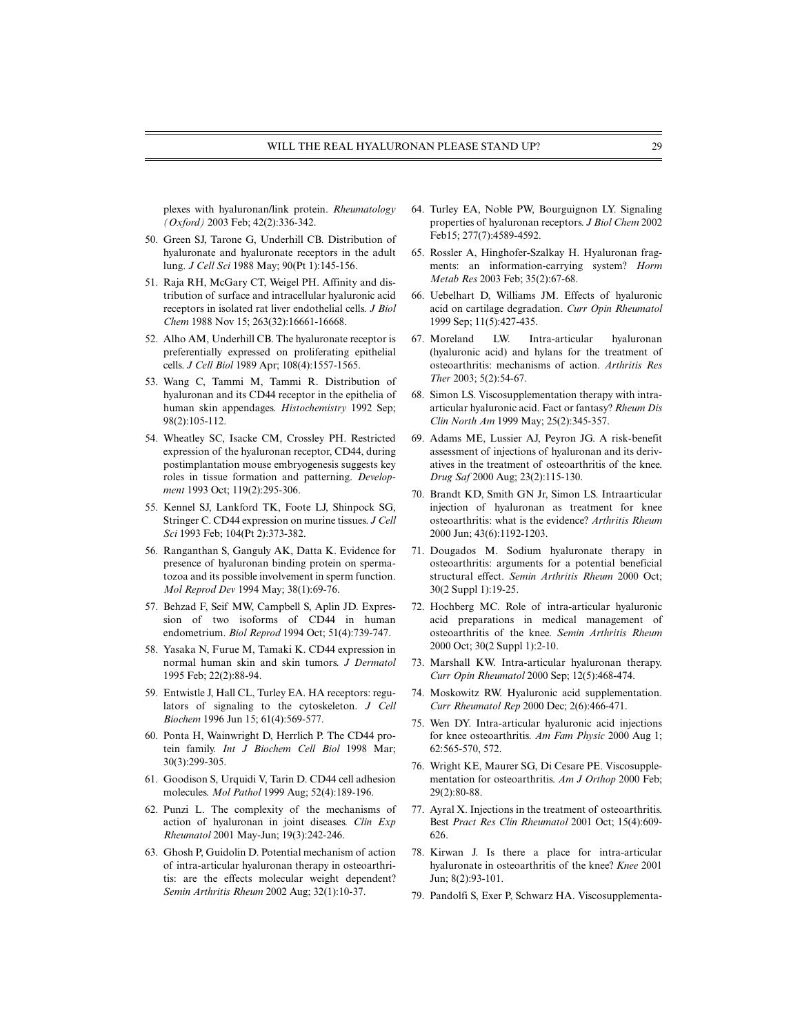plexes with hyaluronan/link protein. *Rheumatology (Oxford)* 2003 Feb; 42(2):336-342.

50. Green SJ, Tarone G, Underhill CB. Distribution of hyaluronate and hyaluronate receptors in the adult lung. *J Cell Sci* 1988 May; 90(Pt 1):145-156.
51. Raja RH, McGary CT, Weigel PH. Affinity and distribution of surface and intracellular hyaluronic acid receptors in isolated rat liver endothelial cells. *J Biol Chem* 1988 Nov 15; 263(32):16661-16668.
52. Alho AM, Underhill CB. The hyaluronate receptor is preferentially expressed on proliferating epithelial cells. *J Cell Biol* 1989 Apr; 108(4):1557-1565.
53. Wang C, Tammi M, Tammi R. Distribution of hyaluronan and its CD44 receptor in the epithelia of human skin appendages. *Histochemistry* 1992 Sep; 98(2):105-112.
54. Wheatley SC, Isacke CM, Crossley PH. Restricted expression of the hyaluronan receptor, CD44, during postimplantation mouse embryogenesis suggests key roles in tissue formation and patterning. *Development* 1993 Oct; 119(2):295-306.
55. Kennel SJ, Lankford TK, Foote LJ, Shinpock SG, Stringer C. CD44 expression on murine tissues. *J Cell Sci* 1993 Feb; 104(Pt 2):373-382.
56. Ranganthan S, Ganguly AK, Datta K. Evidence for presence of hyaluronan binding protein on spermatozoa and its possible involvement in sperm function. *Mol Reprod Dev* 1994 May; 38(1):69-76.
57. Behzad F, Seif MW, Campbell S, Aplin JD. Expression of two isoforms of CD44 in human endometrium. *Biol Reprod* 1994 Oct; 51(4):739-747.
58. Yasaka N, Furue M, Tamaki K. CD44 expression in normal human skin and skin tumors. *J Dermatol* 1995 Feb; 22(2):88-94.
59. Entwistle J, Hall CL, Turley EA. HA receptors: regulators of signaling to the cytoskeleton. *J Cell Biochem* 1996 Jun 15; 61(4):569-577.
60. Ponta H, Wainwright D, Herrlich P. The CD44 protein family. *Int J Biochem Cell Biol* 1998 Mar; 30(3):299-305.
61. Goodison S, Urquidi V, Tarin D. CD44 cell adhesion molecules. *Mol Pathol* 1999 Aug; 52(4):189-196.
62. Punzi L. The complexity of the mechanisms of action of hyaluronan in joint diseases. *Clin Exp Rheumatol* 2001 May-Jun; 19(3):242-246.
63. Ghosh P, Guidolin D. Potential mechanism of action of intra-articular hyaluronan therapy in osteoarthritis: are the effects molecular weight dependent? *Semin Arthritis Rheum* 2002 Aug; 32(1):10-37.
64. Turley EA, Noble PW, Bourguignon LY. Signaling properties of hyaluronan receptors. *J Biol Chem* 2002 Feb15; 277(7):4589-4592.
65. Rossler A, Hinghofer-Szalkay H. Hyaluronan fragments: an information-carrying system? *Horm Metab Res* 2003 Feb; 35(2):67-68.
66. Uebelhart D, Williams JM. Effects of hyaluronic acid on cartilage degradation. *Curr Opin Rheumatol* 1999 Sep; 11(5):427-435.
67. Moreland LW. Intra-articular hyaluronan (hyaluronic acid) and hylans for the treatment of osteoarthritis: mechanisms of action. *Arthritis Res Ther* 2003; 5(2):54-67.
68. Simon LS. Viscosupplementation therapy with intra-articular hyaluronic acid. Fact or fantasy? *Rheum Dis Clin North Am* 1999 May; 25(2):345-357.
69. Adams ME, Lussier AJ, Peyron JG. A risk-benefit assessment of injections of hyaluronan and its derivatives in the treatment of osteoarthritis of the knee. *Drug Saf* 2000 Aug; 23(2):115-130.
70. Brandt KD, Smith GN Jr, Simon LS. Intraarticular injection of hyaluronan as treatment for knee osteoarthritis: what is the evidence? *Arthritis Rheum* 2000 Jun; 43(6):1192-1203.
71. Dougados M. Sodium hyaluronate therapy in osteoarthritis: arguments for a potential beneficial structural effect. *Semin Arthritis Rheum* 2000 Oct; 30(2 Suppl 1):19-25.
72. Hochberg MC. Role of intra-articular hyaluronic acid preparations in medical management of osteoarthritis of the knee. *Semin Arthritis Rheum* 2000 Oct; 30(2 Suppl 1):2-10.
73. Marshall KW. Intra-articular hyaluronan therapy. *Curr Opin Rheumatol* 2000 Sep; 12(5):468-474.
74. Moskowitz RW. Hyaluronic acid supplementation. *Curr Rheumatol Rep* 2000 Dec; 2(6):466-471.
75. Wen DY. Intra-articular hyaluronic acid injections for knee osteoarthritis. *Am Fam Physic* 2000 Aug 1; 62:565-570, 572.
76. Wright KE, Maurer SG, Di Cesare PE. Viscosupplementation for osteoarthritis. *Am J Orthop* 2000 Feb; 29(2):80-88.
77. Ayral X. Injections in the treatment of osteoarthritis. Best *Pract Res Clin Rheumatol* 2001 Oct; 15(4):609-626.
78. Kirwan J. Is there a place for intra-articular hyaluronate in osteoarthritis of the knee? *Knee* 2001 Jun; 8(2):93-101.
79. Pandolfi S, Exer P, Schwarz HA. Viscosupplementa-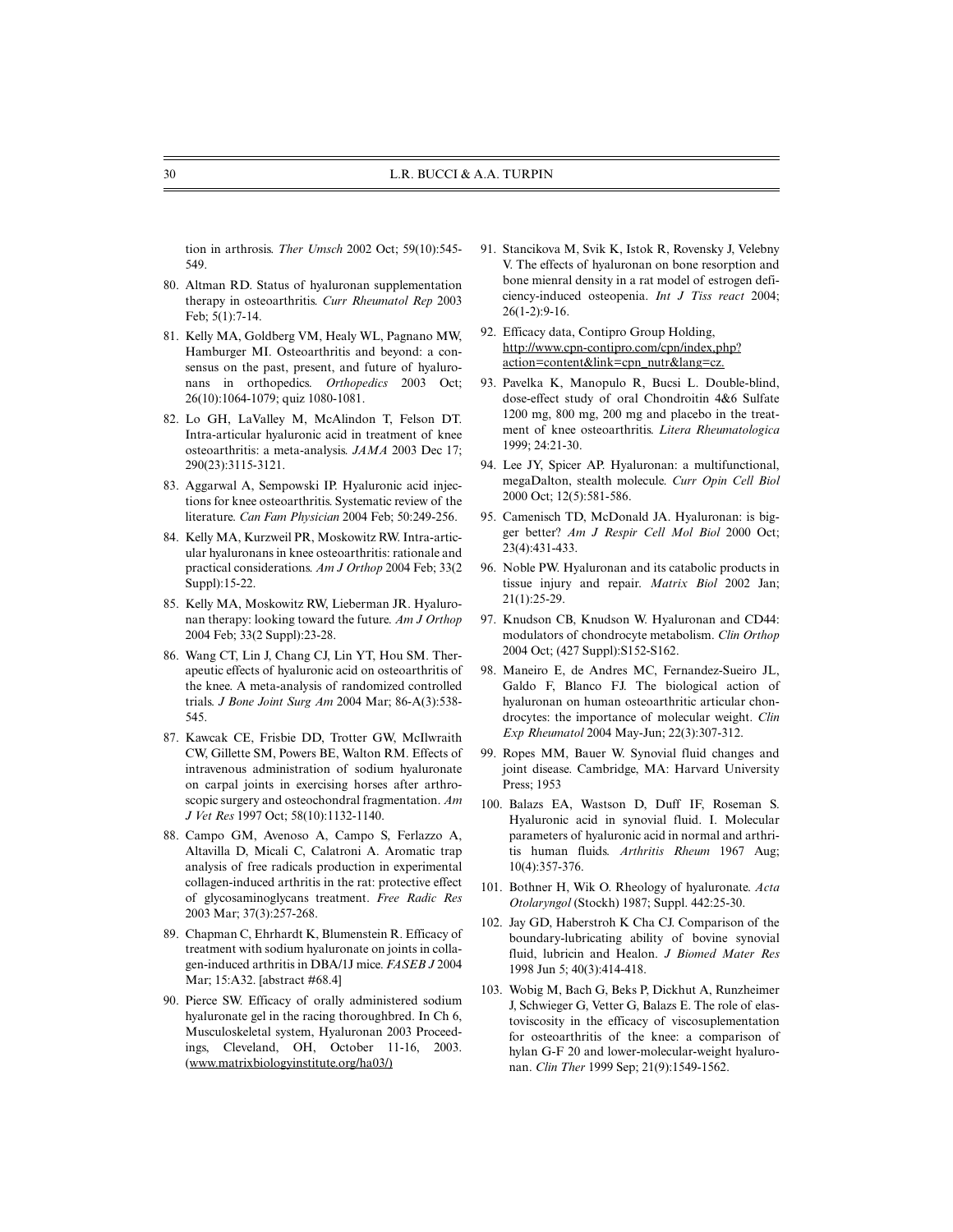tion in arthrosis. *Ther Umsch* 2002 Oct; 59(10):545-549.

80. Altman RD. Status of hyaluronan supplementation therapy in osteoarthritis. *Curr Rheumatol Rep* 2003 Feb; 5(1):7-14.
81. Kelly MA, Goldberg VM, Healy WL, Pagnano MW, Hamburger MI. Osteoarthritis and beyond: a consensus on the past, present, and future of hyaluronans in orthopedics. *Orthopedics* 2003 Oct; 26(10):1064-1079; quiz 1080-1081.
82. Lo GH, LaValley M, McAlindon T, Felson DT. Intra-articular hyaluronic acid in treatment of knee osteoarthritis: a meta-analysis. *JAMA* 2003 Dec 17; 290(23):3115-3121.
83. Aggarwal A, Sempowski IP. Hyaluronic acid injections for knee osteoarthritis. Systematic review of the literature. *Can Fam Physician* 2004 Feb; 50:249-256.
84. Kelly MA, Kurzweil PR, Moskowitz RW. Intra-articular hyaluronans in knee osteoarthritis: rationale and practical considerations. *Am J Orthop* 2004 Feb; 33(2 Suppl):15-22.
85. Kelly MA, Moskowitz RW, Lieberman JR. Hyaluronan therapy: looking toward the future. *Am J Orthop* 2004 Feb; 33(2 Suppl):23-28.
86. Wang CT, Lin J, Chang CJ, Lin YT, Hou SM. Therapeutic effects of hyaluronic acid on osteoarthritis of the knee. A meta-analysis of randomized controlled trials. *J Bone Joint Surg Am* 2004 Mar; 86-A(3):538-545.
87. Kawcak CE, Frisbie DD, Trotter GW, McIlwraith CW, Gillette SM, Powers BE, Walton RM. Effects of intravenous administration of sodium hyaluronate on carpal joints in exercising horses after arthroscopic surgery and osteochondral fragmentation. *Am J Vet Res* 1997 Oct; 58(10):1132-1140.
88. Campo GM, Avenoso A, Campo S, Ferlazzo A, Altavilla D, Micali C, Calatroni A. Aromatic trap analysis of free radicals production in experimental collagen-induced arthritis in the rat: protective effect of glycosaminoglycans treatment. *Free Radic Res* 2003 Mar; 37(3):257-268.
89. Chapman C, Ehrhardt K, Blumenstein R. Efficacy of treatment with sodium hyaluronate on joints in collagen-induced arthritis in DBA/1J mice. *FASEB J* 2004 Mar; 15:A32. [abstract #68.4]
90. Pierce SW. Efficacy of orally administered sodium hyaluronate gel in the racing thoroughbred. In Ch 6, Musculoskeletal system, Hyaluronan 2003 Proceedings, Cleveland, OH, October 11-16, 2003. (www.matrixbiologyinstitute.org/ha03/)
91. Stancikova M, Svik K, Istok R, Rovensky J, Velebny V. The effects of hyaluronan on bone resorption and bone mienral density in a rat model of estrogen deficiency-induced osteopenia. *Int J Tiss react* 2004; 26(1-2):9-16.
92. Efficacy data, Contipro Group Holding, http://www.cpn-contipro.com/cpn/index.php?action=content&link=cpn_nutr&lang=cz.
93. Pavelka K, Manopulo R, Bucsi L. Double-blind, dose-effect study of oral Chondroitin 4&6 Sulfate 1200 mg, 800 mg, 200 mg and placebo in the treatment of knee osteoarthritis. *Litera Rheumatologica* 1999; 24:21-30.
94. Lee JY, Spicer AP. Hyaluronan: a multifunctional, megaDalton, stealth molecule. *Curr Opin Cell Biol* 2000 Oct; 12(5):581-586.
95. Camenisch TD, McDonald JA. Hyaluronan: is bigger better? *Am J Respir Cell Mol Biol* 2000 Oct; 23(4):431-433.
96. Noble PW. Hyaluronan and its catabolic products in tissue injury and repair. *Matrix Biol* 2002 Jan; 21(1):25-29.
97. Knudson CB, Knudson W. Hyaluronan and CD44: modulators of chondrocyte metabolism. *Clin Orthop* 2004 Oct; (427 Suppl):S152-S162.
98. Maneiro E, de Andres MC, Fernandez-Sueiro JL, Galdo F, Blanco FJ. The biological action of hyaluronan on human osteoarthritic articular chondrocytes: the importance of molecular weight. *Clin Exp Rheumatol* 2004 May-Jun; 22(3):307-312.
99. Ropes MM, Bauer W. Synovial fluid changes and joint disease. Cambridge, MA: Harvard University Press; 1953
100. Balazs EA, Wastson D, Duff IF, Roseman S. Hyaluronic acid in synovial fluid. I. Molecular parameters of hyaluronic acid in normal and arthritis human fluids. *Arthritis Rheum* 1967 Aug; 10(4):357-376.
101. Bothner H, Wik O. Rheology of hyaluronate. *Acta Otolaryngol* (Stockh) 1987; Suppl. 442:25-30.
102. Jay GD, Haberstroh K Cha CJ. Comparison of the boundary-lubricating ability of bovine synovial fluid, lubricin and Healon. *J Biomed Mater Res* 1998 Jun 5; 40(3):414-418.
103. Wobig M, Bach G, Beks P, Dickhut A, Runzheimer J, Schwieger G, Vetter G, Balazs E. The role of elastoviscosity in the efficacy of viscosuplementation for osteoarthritis of the knee: a comparison of hylan G-F 20 and lower-molecular-weight hyaluronan. *Clin Ther* 1999 Sep; 21(9):1549-1562.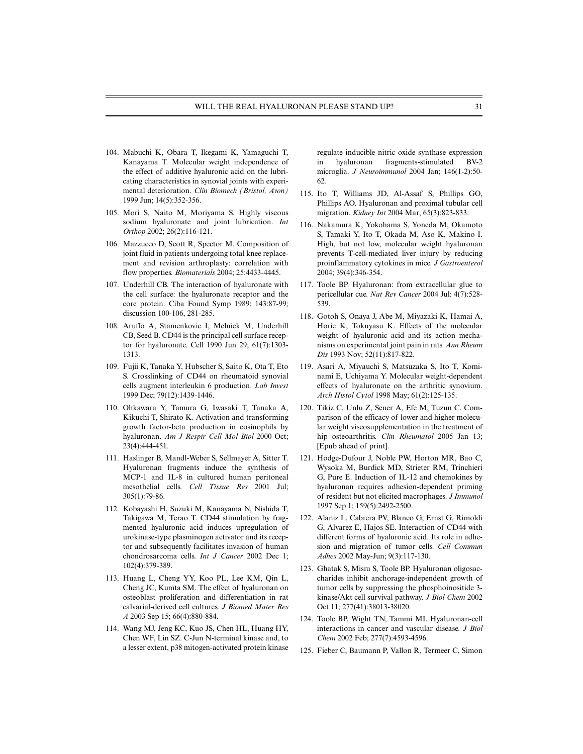104. Mabuchi K, Obara T, Ikegami K, Yamaguchi T, Kanayama T. Molecular weight independence of the effect of additive hyaluronic acid on the lubricating characteristics in synovial joints with experimental deterioration. *Clin Biomech (Bristol, Avon)* 1999 Jun; 14(5):352-356.
105. Mori S, Naito M, Moriyama S. Highly viscous sodium hyaluronate and joint lubrication. *Int Orthop* 2002; 26(2):116-121.
106. Mazzucco D, Scott R, Spector M. Composition of joint fluid in patients undergoing total knee replacement and revision arthroplasty: correlation with flow properties. *Biomaterials* 2004; 25:4433-4445.
107. Underhill CB. The interaction of hyaluronate with the cell surface: the hyaluronate receptor and the core protein. Ciba Found Symp 1989; 143:87-99; discussion 100-106, 281-285.
108. Aruffo A, Stamenkovic I, Melnick M, Underhill CB, Seed B. CD44 is the principal cell surface receptor for hyaluronate. Cell 1990 Jun 29; 61(7):1303-1313.
109. Fujii K, Tanaka Y, Hubscher S, Saito K, Ota T, Eto S. Crosslinking of CD44 on rheumatoid synovial cells augment interleukin 6 production. *Lab Invest* 1999 Dec; 79(12):1439-1446.
110. Ohkawara Y, Tamura G, Iwasaki T, Tanaka A, Kikuchi T, Shirato K. Activation and transforming growth factor-beta production in eosinophils by hyaluronan. *Am J Respir Cell Mol Biol* 2000 Oct; 23(4):444-451.
111. Haslinger B, Mandl-Weber S, Sellmayer A, Sitter T. Hyaluronan fragments induce the synthesis of MCP-1 and IL-8 in cultured human peritoneal mesothelial cells. *Cell Tissue Res* 2001 Jul; 305(1):79-86.
112. Kobayashi H, Suzuki M, Kanayama N, Nishida T, Takigawa M, Terao T. CD44 stimulation by fragmented hyaluronic acid induces upregulation of urokinase-type plasminogen activator and its receptor and subsequently facilitates invasion of human chondrosarcoma cells. *Int J Cancer* 2002 Dec 1; 102(4):379-389.
113. Huang L, Cheng YY, Koo PL, Lee KM, Qin L, Cheng JC, Kumta SM. The effect of hyaluronan on osteoblast proliferation and differentiation in rat calvarial-derived cell cultures. *J Biomed Mater Res A* 2003 Sep 15; 66(4):880-884.
114. Wang MJ, Jeng KC, Kuo JS, Chen HL, Huang HY, Chen WF, Lin SZ. C-Jun N-terminal kinase and, to a lesser extent, p38 mitogen-activated protein kinase regulate inducible nitric oxide synthase expression in hyaluronan fragments-stimulated BV-2 microglia. *J Neuroimmunol* 2004 Jan; 146(1-2):50-62.
115. Ito T, Williams JD, Al-Assaf S, Phillips GO, Phillips AO. Hyaluronan and proximal tubular cell migration. *Kidney Int* 2004 Mar; 65(3):823-833.
116. Nakamura K, Yokohama S, Yoneda M, Okamoto S, Tamaki Y, Ito T, Okada M, Aso K, Makino I. High, but not low, molecular weight hyaluronan prevents T-cell-mediated liver injury by reducing proinflammatory cytokines in mice. *J Gastroenterol* 2004; 39(4):346-354.
117. Toole BP. Hyaluronan: from extracellular glue to pericellular cue. *Nat Rev Cancer* 2004 Jul: 4(7):528-539.
118. Gotoh S, Onaya J, Abe M, Miyazaki K, Hamai A, Horie K, Tokuyasu K. Effects of the molecular weight of hyaluronic acid and its action mechanisms on experimental joint pain in rats. *Ann Rheum Dis* 1993 Nov; 52(11):817-822.
119. Asari A, Miyauchi S, Matsuzaka S, Ito T, Kominami E, Uchiyama Y. Molecular weight-dependent effects of hyaluronate on the arthritic synovium. *Arch Histol Cytol* 1998 May; 61(2):125-135.
120. Tikiz C, Unlu Z, Sener A, Efe M, Tuzun C. Comparison of the efficacy of lower and higher molecular weight viscosupplementation in the treatment of hip osteoarthritis. *Clin Rheumatol* 2005 Jan 13; [Epub ahead of print].
121. Hodge-Dufour J, Noble PW, Horton MR, Bao C, Wysoka M, Burdick MD, Strieter RM, Trinchieri G, Pure E. Induction of IL-12 and chemokines by hyaluronan requires adhesion-dependent priming of resident but not elicited macrophages. *J Immunol* 1997 Sep 1; 159(5):2492-2500.
122. Alaniz L, Cabrera PV, Blanco G, Ernst G, Rimoldi G, Alvarez E, Hajos SE. Interaction of CD44 with different forms of hyaluronic acid. Its role in adhesion and migration of tumor cells. *Cell Commun Adhes* 2002 May-Jun; 9(3):117-130.
123. Ghatak S, Misra S, Toole BP. Hyaluronan oligosaccharides inhibit anchorage-independent growth of tumor cells by suppressing the phosphoinositide 3-kinase/Akt cell survival pathway. *J Biol Chem* 2002 Oct 11; 277(41):38013-38020.
124. Toole BP, Wight TN, Tammi MI. Hyaluronan-cell interactions in cancer and vascular disease. *J Biol Chem* 2002 Feb; 277(7):4593-4596.
125. Fieber C, Baumann P, Vallon R, Termeer C, Simon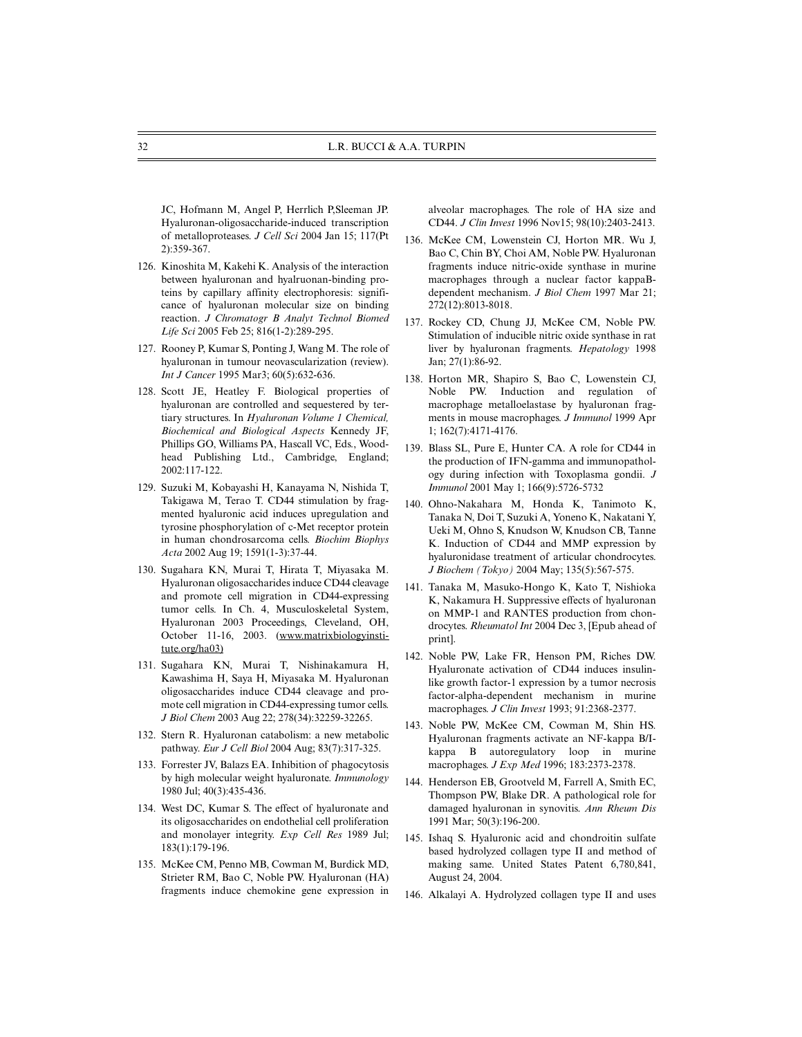JC, Hofmann M, Angel P, Herrlich P,Sleeman JP. Hyaluronan-oligosaccharide-induced transcription of metalloproteases. *J Cell Sci* 2004 Jan 15; 117(Pt 2):359-367.

126. Kinoshita M, Kakehi K. Analysis of the interaction between hyaluronan and hyalruonan-binding proteins by capillary affinity electrophoresis: significance of hyaluronan molecular size on binding reaction. *J Chromatogr B Analyt Technol Biomed Life Sci* 2005 Feb 25; 816(1-2):289-295.
127. Rooney P, Kumar S, Ponting J, Wang M. The role of hyaluronan in tumour neovascularization (review). *Int J Cancer* 1995 Mar3; 60(5):632-636.
128. Scott JE, Heatley F. Biological properties of hyaluronan are controlled and sequestered by tertiary structures. In *Hyaluronan Volume 1 Chemical, Biochemical and Biological Aspects* Kennedy JF, Phillips GO, Williams PA, Hascall VC, Eds., Woodhead Publishing Ltd., Cambridge, England; 2002:117-122.
129. Suzuki M, Kobayashi H, Kanayama N, Nishida T, Takigawa M, Terao T. CD44 stimulation by fragmented hyaluronic acid induces upregulation and tyrosine phosphorylation of c-Met receptor protein in human chondrosarcoma cells. *Biochim Biophys Acta* 2002 Aug 19; 1591(1-3):37-44.
130. Sugahara KN, Murai T, Hirata T, Miyasaka M. Hyaluronan oligosaccharides induce CD44 cleavage and promote cell migration in CD44-expressing tumor cells. In Ch. 4, Musculoskeletal System, Hyaluronan 2003 Proceedings, Cleveland, OH, October 11-16, 2003. (www.matrixbiologyinstitute.org/ha03)
131. Sugahara KN, Murai T, Nishinakamura H, Kawashima H, Saya H, Miyasaka M. Hyaluronan oligosaccharides induce CD44 cleavage and promote cell migration in CD44-expressing tumor cells. *J Biol Chem* 2003 Aug 22; 278(34):32259-32265.
132. Stern R. Hyaluronan catabolism: a new metabolic pathway. *Eur J Cell Biol* 2004 Aug; 83(7):317-325.
133. Forrester JV, Balazs EA. Inhibition of phagocytosis by high molecular weight hyaluronate. *Immunology* 1980 Jul; 40(3):435-436.
134. West DC, Kumar S. The effect of hyaluronate and its oligosaccharides on endothelial cell proliferation and monolayer integrity. *Exp Cell Res* 1989 Jul; 183(1):179-196.
135. McKee CM, Penno MB, Cowman M, Burdick MD, Strieter RM, Bao C, Noble PW. Hyaluronan (HA) fragments induce chemokine gene expression in alveolar macrophages. The role of HA size and CD44. *J Clin Invest* 1996 Nov15; 98(10):2403-2413.
136. McKee CM, Lowenstein CJ, Horton MR. Wu J, Bao C, Chin BY, Choi AM, Noble PW. Hyaluronan fragments induce nitric-oxide synthase in murine macrophages through a nuclear factor kappaB-dependent mechanism. *J Biol Chem* 1997 Mar 21; 272(12):8013-8018.
137. Rockey CD, Chung JJ, McKee CM, Noble PW. Stimulation of inducible nitric oxide synthase in rat liver by hyaluronan fragments. *Hepatology* 1998 Jan; 27(1):86-92.
138. Horton MR, Shapiro S, Bao C, Lowenstein CJ, Noble PW. Induction and regulation of macrophage metalloelastase by hyaluronan fragments in mouse macrophages. *J Immunol* 1999 Apr 1; 162(7):4171-4176.
139. Blass SL, Pure E, Hunter CA. A role for CD44 in the production of IFN-gamma and immunopathology during infection with Toxoplasma gondii. *J Immunol* 2001 May 1; 166(9):5726-5732
140. Ohno-Nakahara M, Honda K, Tanimoto K, Tanaka N, Doi T, Suzuki A, Yoneno K, Nakatani Y, Ueki M, Ohno S, Knudson W, Knudson CB, Tanne K. Induction of CD44 and MMP expression by hyaluronidase treatment of articular chondrocytes. *J Biochem (Tokyo)* 2004 May; 135(5):567-575.
141. Tanaka M, Masuko-Hongo K, Kato T, Nishioka K, Nakamura H. Suppressive effects of hyaluronan on MMP-1 and RANTES production from chondrocytes. *Rheumatol Int* 2004 Dec 3, [Epub ahead of print].
142. Noble PW, Lake FR, Henson PM, Riches DW. Hyaluronate activation of CD44 induces insulin-like growth factor-1 expression by a tumor necrosis factor-alpha-dependent mechanism in murine macrophages. *J Clin Invest* 1993; 91:2368-2377.
143. Noble PW, McKee CM, Cowman M, Shin HS. Hyaluronan fragments activate an NF-kappa B/I-kappa B autoregulatory loop in murine macrophages. *J Exp Med* 1996; 183:2373-2378.
144. Henderson EB, Grootveld M, Farrell A, Smith EC, Thompson PW, Blake DR. A pathological role for damaged hyaluronan in synovitis. *Ann Rheum Dis* 1991 Mar; 50(3):196-200.
145. Ishaq S. Hyaluronic acid and chondroitin sulfate based hydrolyzed collagen type II and method of making same. United States Patent 6,780,841, August 24, 2004.
146. Alkalayi A. Hydrolyzed collagen type II and uses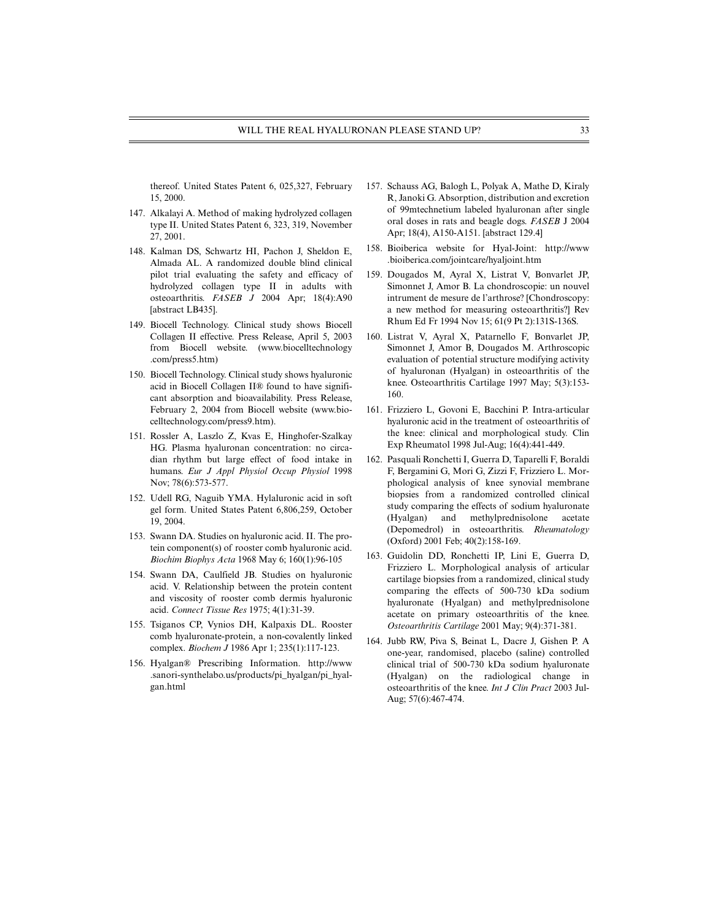thereof. United States Patent 6, 025,327, February 15, 2000.

147. Alkalayi A. Method of making hydrolyzed collagen type II. United States Patent 6, 323, 319, November 27, 2001.

148. Kalman DS, Schwartz HI, Pachon J, Sheldon E, Almada AL. A randomized double blind clinical pilot trial evaluating the safety and efficacy of hydrolyzed collagen type II in adults with osteoarthritis. *FASEB J* 2004 Apr; 18(4):A90 [abstract LB435].

149. Biocell Technology. Clinical study shows Biocell Collagen II effective. Press Release, April 5, 2003 from Biocell website. (www.biocelltechnology.com/press5.htm)

150. Biocell Technology. Clinical study shows hyaluronic acid in Biocell Collagen II® found to have significant absorption and bioavailability. Press Release, February 2, 2004 from Biocell website (www.biocelltechnology.com/press9.htm).

151. Rossler A, Laszlo Z, Kvas E, Hinghofer-Szalkay HG. Plasma hyaluronan concentration: no circadian rhythm but large effect of food intake in humans. *Eur J Appl Physiol Occup Physiol* 1998 Nov; 78(6):573-577.

152. Udell RG, Naguib YMA. Hylaluronic acid in soft gel form. United States Patent 6,806,259, October 19, 2004.

153. Swann DA. Studies on hyaluronic acid. II. The protein component(s) of rooster comb hyaluronic acid. *Biochim Biophys Acta* 1968 May 6; 160(1):96-105

154. Swann DA, Caulfield JB. Studies on hyaluronic acid. V. Relationship between the protein content and viscosity of rooster comb dermis hyaluronic acid. *Connect Tissue Res* 1975; 4(1):31-39.

155. Tsiganos CP, Vynios DH, Kalpaxis DL. Rooster comb hyaluronate-protein, a non-covalently linked complex. *Biochem J* 1986 Apr 1; 235(1):117-123.

156. Hyalgan® Prescribing Information. http://www.sanori-synthelabo.us/products/pi_hyalgan/pi_hyalgan.html

157. Schauss AG, Balogh L, Polyak A, Mathe D, Kiraly R, Janoki G. Absorption, distribution and excretion of 99mtechnetium labeled hyaluronan after single oral doses in rats and beagle dogs. *FASEB* J 2004 Apr; 18(4), A150-A151. [abstract 129.4]

158. Bioiberica website for Hyal-Joint: http://www.bioiberica.com/jointcare/hyaljoint.htm

159. Dougados M, Ayral X, Listrat V, Bonvarlet JP, Simonnet J, Amor B. La chondroscopie: un nouvel intrument de mesure de l'arthrose? [Chondroscopy: a new method for measuring osteoarthritis?] Rev Rhum Ed Fr 1994 Nov 15; 61(9 Pt 2):131S-136S.

160. Listrat V, Ayral X, Patarnello F, Bonvarlet JP, Simonnet J, Amor B, Dougados M. Arthroscopic evaluation of potential structure modifying activity of hyaluronan (Hyalgan) in osteoarthritis of the knee. Osteoarthritis Cartilage 1997 May; 5(3):153-160.

161. Frizziero L, Govoni E, Bacchini P. Intra-articular hyaluronic acid in the treatment of osteoarthritis of the knee: clinical and morphological study. Clin Exp Rheumatol 1998 Jul-Aug; 16(4):441-449.

162. Pasquali Ronchetti I, Guerra D, Taparelli F, Boraldi F, Bergamini G, Mori G, Zizzi F, Frizziero L. Morphological analysis of knee synovial membrane biopsies from a randomized controlled clinical study comparing the effects of sodium hyaluronate (Hyalgan) and methylprednisolone acetate (Depomedrol) in osteoarthritis. *Rheumatology* (Oxford) 2001 Feb; 40(2):158-169.

163. Guidolin DD, Ronchetti IP, Lini E, Guerra D, Frizziero L. Morphological analysis of articular cartilage biopsies from a randomized, clinical study comparing the effects of 500-730 kDa sodium hyaluronate (Hyalgan) and methylprednisolone acetate on primary osteoarthritis of the knee. *Osteoarthritis Cartilage* 2001 May; 9(4):371-381.

164. Jubb RW, Piva S, Beinat L, Dacre J, Gishen P. A one-year, randomised, placebo (saline) controlled clinical trial of 500-730 kDa sodium hyaluronate (Hyalgan) on the radiological change in osteoarthritis of the knee. *Int J Clin Pract* 2003 Jul-Aug; 57(6):467-474.